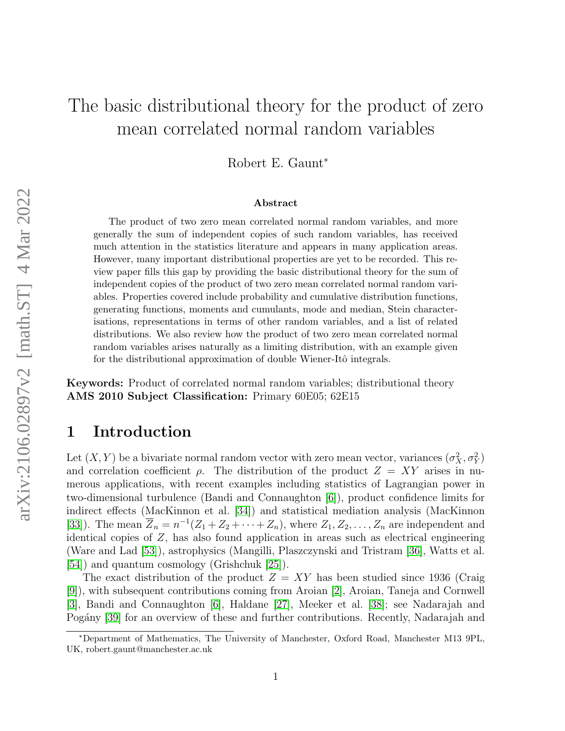# The basic distributional theory for the product of zero mean correlated normal random variables

Robert E. Gaunt*

### Abstract

The product of two zero mean correlated normal random variables, and more generally the sum of independent copies of such random variables, has received much attention in the statistics literature and appears in many application areas. However, many important distributional properties are yet to be recorded. This review paper fills this gap by providing the basic distributional theory for the sum of independent copies of the product of two zero mean correlated normal random variables. Properties covered include probability and cumulative distribution functions, generating functions, moments and cumulants, mode and median, Stein characterisations, representations in terms of other random variables, and a list of related distributions. We also review how the product of two zero mean correlated normal random variables arises naturally as a limiting distribution, with an example given for the distributional approximation of double Wiener-Itô integrals.

**Keywords:** Product of correlated normal random variables; distributional theory
**AMS 2010 Subject Classification:** Primary 60E05; 62E15

## 1 Introduction

Let $(X, Y)$ be a bivariate normal random vector with zero mean vector, variances $(\sigma_X^2, \sigma_Y^2)$ and correlation coefficient $\rho$. The distribution of the product $Z = XY$ arises in numerous applications, with recent examples including statistics of Lagrangian power in two-dimensional turbulence (Bandi and Connaughton [6]), product confidence limits for indirect effects (MacKinnon et al. [34]) and statistical mediation analysis (MacKinnon [33]). The mean $\overline{Z}_n = n^{-1}(Z_1 + Z_2 + \cdots + Z_n)$, where $Z_1, Z_2, \ldots, Z_n$ are independent and identical copies of $Z$, has also found application in areas such as electrical engineering (Ware and Lad [53]), astrophysics (Mangilli, Plaszczynski and Tristram [36], Watts et al. [54]) and quantum cosmology (Grishchuk [25]).

The exact distribution of the product $Z = XY$ has been studied since 1936 (Craig [9]), with subsequent contributions coming from Aroian [2], Aroian, Taneja and Cornwell [3], Bandi and Connaughton [6], Haldane [27], Meeker et al. [38]; see Nadarajah and Pogány [39] for an overview of these and further contributions. Recently, Nadarajah and

*Department of Mathematics, The University of Manchester, Oxford Road, Manchester M13 9PL, UK, robert.gaunt@manchester.ac.uk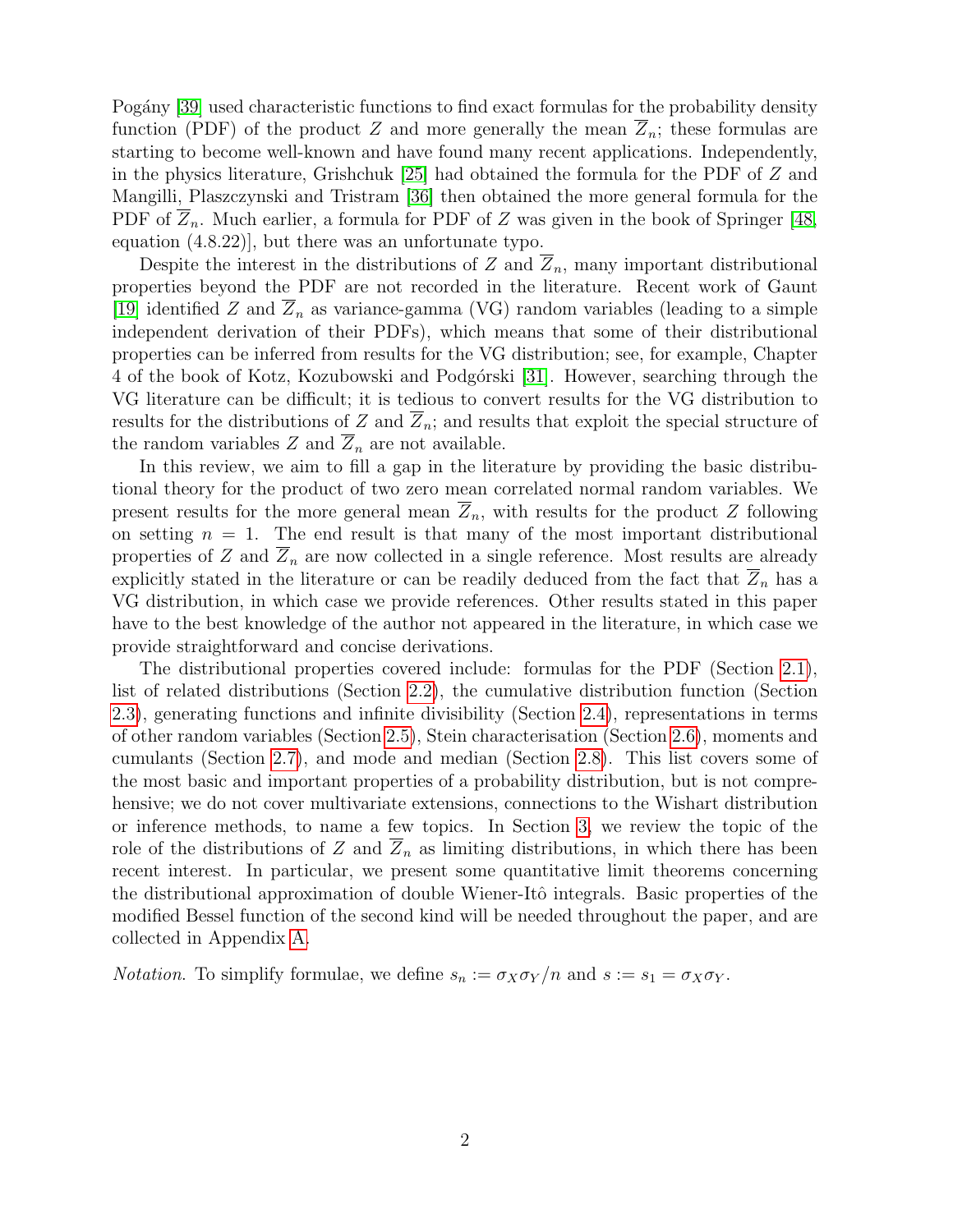Pogány [39] used characteristic functions to find exact formulas for the probability density function (PDF) of the product $Z$ and more generally the mean $\overline{Z}_n$; these formulas are starting to become well-known and have found many recent applications. Independently, in the physics literature, Grishchuk [25] had obtained the formula for the PDF of $Z$ and Mangilli, Plaszczynski and Tristram [36] then obtained the more general formula for the PDF of $\overline{Z}_n$. Much earlier, a formula for PDF of $Z$ was given in the book of Springer [48, equation (4.8.22)], but there was an unfortunate typo.

Despite the interest in the distributions of $Z$ and $\overline{Z}_n$, many important distributional properties beyond the PDF are not recorded in the literature. Recent work of Gaunt [19] identified $Z$ and $\overline{Z}_n$ as variance-gamma (VG) random variables (leading to a simple independent derivation of their PDFs), which means that some of their distributional properties can be inferred from results for the VG distribution; see, for example, Chapter 4 of the book of Kotz, Kozubowski and Podgórski [31]. However, searching through the VG literature can be difficult; it is tedious to convert results for the VG distribution to results for the distributions of $Z$ and $\overline{Z}_n$; and results that exploit the special structure of the random variables $Z$ and $\overline{Z}_n$ are not available.

In this review, we aim to fill a gap in the literature by providing the basic distributional theory for the product of two zero mean correlated normal random variables. We present results for the more general mean $\overline{Z}_n$, with results for the product $Z$ following on setting $n = 1$. The end result is that many of the most important distributional properties of $Z$ and $\overline{Z}_n$ are now collected in a single reference. Most results are already explicitly stated in the literature or can be readily deduced from the fact that $\overline{Z}_n$ has a VG distribution, in which case we provide references. Other results stated in this paper have to the best knowledge of the author not appeared in the literature, in which case we provide straightforward and concise derivations.

The distributional properties covered include: formulas for the PDF (Section 2.1), list of related distributions (Section 2.2), the cumulative distribution function (Section 2.3), generating functions and infinite divisibility (Section 2.4), representations in terms of other random variables (Section 2.5), Stein characterisation (Section 2.6), moments and cumulants (Section 2.7), and mode and median (Section 2.8). This list covers some of the most basic and important properties of a probability distribution, but is not comprehensive; we do not cover multivariate extensions, connections to the Wishart distribution or inference methods, to name a few topics. In Section 3, we review the topic of the role of the distributions of $Z$ and $\overline{Z}_n$ as limiting distributions, in which there has been recent interest. In particular, we present some quantitative limit theorems concerning the distributional approximation of double Wiener-Itô integrals. Basic properties of the modified Bessel function of the second kind will be needed throughout the paper, and are collected in Appendix A.

*Notation.* To simplify formulae, we define $s_n := \sigma_X\sigma_Y/n$ and $s := s_1 = \sigma_X\sigma_Y$.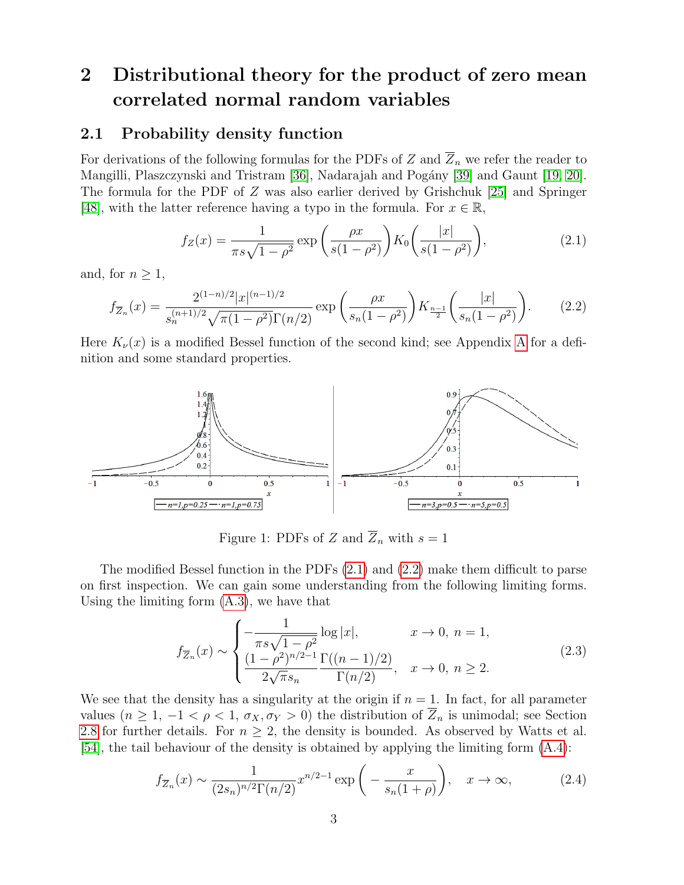# 2 Distributional theory for the product of zero mean correlated normal random variables

## 2.1 Probability density function

For derivations of the following formulas for the PDFs of $Z$ and $\overline{Z}_n$ we refer the reader to Mangilli, Plaszczynski and Tristram [36], Nadarajah and Pogány [39] and Gaunt [19, 20]. The formula for the PDF of $Z$ was also earlier derived by Grishchuk [25] and Springer [48], with the latter reference having a typo in the formula. For $x \in \mathbb{R}$,

$$f_Z(x) = \frac{1}{\pi s\sqrt{1-\rho^2}} \exp\left(\frac{\rho x}{s(1-\rho^2)}\right) K_0\left(\frac{|x|}{s(1-\rho^2)}\right), \tag{2.1}$$

and, for $n \geq 1$,

$$f_{\overline{Z}_n}(x) = \frac{2^{(1-n)/2}|x|^{(n-1)/2}}{s_n^{(n+1)/2}\sqrt{\pi(1-\rho^2)}\Gamma(n/2)} \exp\left(\frac{\rho x}{s_n(1-\rho^2)}\right) K_{\frac{n-1}{2}}\left(\frac{|x|}{s_n(1-\rho^2)}\right). \tag{2.2}$$

Here $K_\nu(x)$ is a modified Bessel function of the second kind; see Appendix A for a definition and some standard properties.

Figure 1: PDFs of $Z$ and $\overline{Z}_n$ with $s = 1$

The modified Bessel function in the PDFs (2.1) and (2.2) make them difficult to parse on first inspection. We can gain some understanding from the following limiting forms. Using the limiting form (A.3), we have that

$$f_{\overline{Z}_n}(x) \sim \begin{cases} -\dfrac{1}{\pi s\sqrt{1-\rho^2}} \log|x|, & x \to 0,\ n = 1, \\ \dfrac{(1-\rho^2)^{n/2-1}}{2\sqrt{\pi}s_n} \dfrac{\Gamma((n-1)/2)}{\Gamma(n/2)}, & x \to 0,\ n \geq 2. \end{cases} \tag{2.3}$$

We see that the density has a singularity at the origin if $n = 1$. In fact, for all parameter values ($n \geq 1$, $-1 < \rho < 1$, $\sigma_X, \sigma_Y > 0$) the distribution of $\overline{Z}_n$ is unimodal; see Section 2.8 for further details. For $n \geq 2$, the density is bounded. As observed by Watts et al. [54], the tail behaviour of the density is obtained by applying the limiting form (A.4):

$$f_{\overline{Z}_n}(x) \sim \frac{1}{(2s_n)^{n/2}\Gamma(n/2)} x^{n/2-1} \exp\left(-\frac{x}{s_n(1+\rho)}\right), \quad x \to \infty, \tag{2.4}$$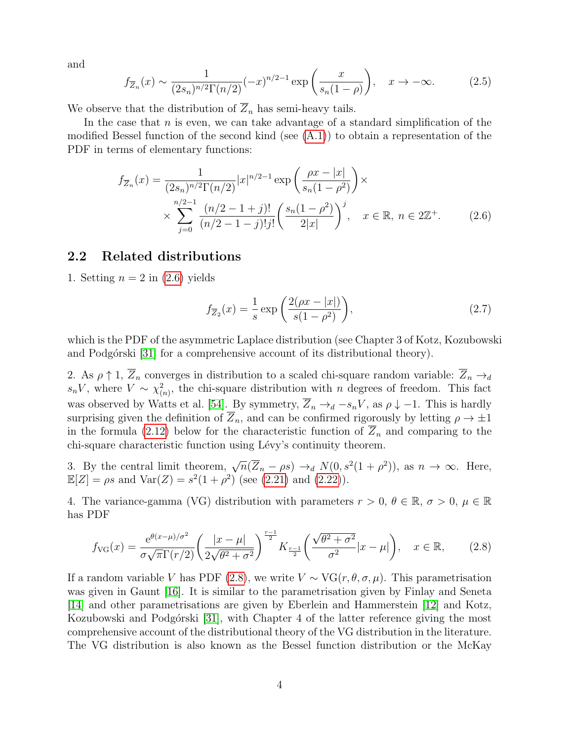and

$$f_{\overline{Z}_n}(x) \sim \frac{1}{(2s_n)^{n/2}\Gamma(n/2)}(-x)^{n/2-1}\exp\left(\frac{x}{s_n(1-\rho)}\right), \quad x \to -\infty. \tag{2.5}$$

We observe that the distribution of $\overline{Z}_n$ has semi-heavy tails.

In the case that $n$ is even, we can take advantage of a standard simplification of the modified Bessel function of the second kind (see (A.1)) to obtain a representation of the PDF in terms of elementary functions:

$$f_{\overline{Z}_n}(x) = \frac{1}{(2s_n)^{n/2}\Gamma(n/2)}|x|^{n/2-1}\exp\left(\frac{\rho x-|x|}{s_n(1-\rho^2)}\right)\times$$
$$\times \sum_{j=0}^{n/2-1}\frac{(n/2-1+j)!}{(n/2-1-j)!j!}\left(\frac{s_n(1-\rho^2)}{2|x|}\right)^j, \quad x\in\mathbb{R},\ n\in 2\mathbb{Z}^+. \tag{2.6}$$

## 2.2 Related distributions

1. Setting $n=2$ in (2.6) yields

$$f_{\overline{Z}_2}(x) = \frac{1}{s}\exp\left(\frac{2(\rho x-|x|)}{s(1-\rho^2)}\right), \tag{2.7}$$

which is the PDF of the asymmetric Laplace distribution (see Chapter 3 of Kotz, Kozubowski and Podgórski [31] for a comprehensive account of its distributional theory).

2. As $\rho \uparrow 1$, $\overline{Z}_n$ converges in distribution to a scaled chi-square random variable: $\overline{Z}_n \to_d s_n V$, where $V \sim \chi^2_{(n)}$, the chi-square distribution with $n$ degrees of freedom. This fact was observed by Watts et al. [54]. By symmetry, $\overline{Z}_n \to_d -s_n V$, as $\rho \downarrow -1$. This is hardly surprising given the definition of $\overline{Z}_n$, and can be confirmed rigorously by letting $\rho \to \pm 1$ in the formula (2.12) below for the characteristic function of $\overline{Z}_n$ and comparing to the chi-square characteristic function using Lévy's continuity theorem.

3. By the central limit theorem, $\sqrt{n}(\overline{Z}_n - \rho s) \to_d N(0, s^2(1+\rho^2))$, as $n\to\infty$. Here, $\mathbb{E}[Z] = \rho s$ and $\mathrm{Var}(Z) = s^2(1+\rho^2)$ (see (2.21) and (2.22)).

4. The variance-gamma (VG) distribution with parameters $r>0$, $\theta\in\mathbb{R}$, $\sigma>0$, $\mu\in\mathbb{R}$ has PDF

$$f_{\mathrm{VG}}(x) = \frac{\mathrm{e}^{\theta(x-\mu)/\sigma^2}}{\sigma\sqrt{\pi}\Gamma(r/2)}\left(\frac{|x-\mu|}{2\sqrt{\theta^2+\sigma^2}}\right)^{\frac{r-1}{2}}K_{\frac{r-1}{2}}\left(\frac{\sqrt{\theta^2+\sigma^2}}{\sigma^2}|x-\mu|\right), \quad x\in\mathbb{R}, \tag{2.8}$$

If a random variable $V$ has PDF (2.8), we write $V\sim \mathrm{VG}(r,\theta,\sigma,\mu)$. This parametrisation was given in Gaunt [16]. It is similar to the parametrisation given by Finlay and Seneta [14] and other parametrisations are given by Eberlein and Hammerstein [12] and Kotz, Kozubowski and Podgórski [31], with Chapter 4 of the latter reference giving the most comprehensive account of the distributional theory of the VG distribution in the literature. The VG distribution is also known as the Bessel function distribution or the McKay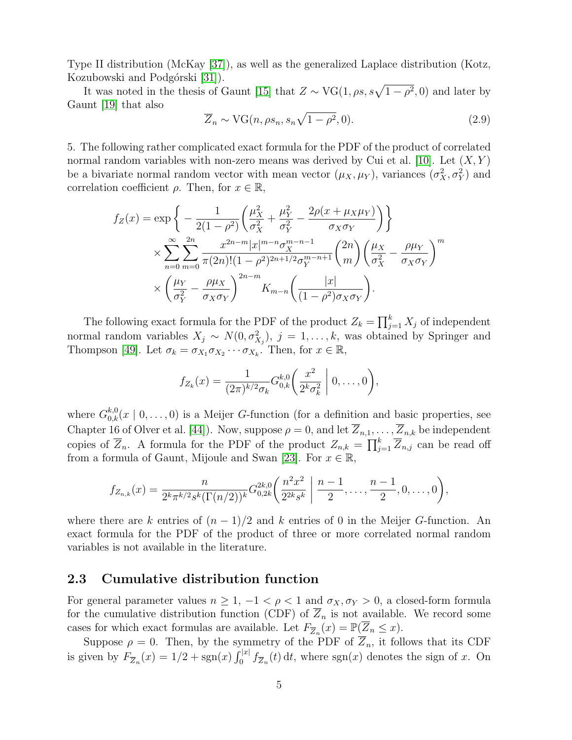Type II distribution (McKay [37]), as well as the generalized Laplace distribution (Kotz, Kozubowski and Podgórski [31]).

It was noted in the thesis of Gaunt [15] that $Z \sim \mathrm{VG}(1, \rho s, s\sqrt{1-\rho^2}, 0)$ and later by Gaunt [19] that also

$$\overline{Z}_n \sim \mathrm{VG}(n, \rho s_n, s_n\sqrt{1-\rho^2}, 0). \tag{2.9}$$

5. The following rather complicated exact formula for the PDF of the product of correlated normal random variables with non-zero means was derived by Cui et al. [10]. Let $(X, Y)$ be a bivariate normal random vector with mean vector $(\mu_X, \mu_Y)$, variances $(\sigma_X^2, \sigma_Y^2)$ and correlation coefficient $\rho$. Then, for $x \in \mathbb{R}$,

$$\begin{aligned} f_Z(x) = \exp\bigg\{ &-\frac{1}{2(1-\rho^2)}\bigg(\frac{\mu_X^2}{\sigma_X^2} + \frac{\mu_Y^2}{\sigma_Y^2} - \frac{2\rho(x+\mu_X\mu_Y)}{\sigma_X\sigma_Y}\bigg)\bigg\} \\ &\times \sum_{n=0}^{\infty}\sum_{m=0}^{2n} \frac{x^{2n-m}|x|^{m-n}\sigma_X^{m-n-1}}{\pi(2n)!(1-\rho^2)^{2n+1/2}\sigma_Y^{m-n+1}}\binom{2n}{m}\bigg(\frac{\mu_X}{\sigma_X^2} - \frac{\rho\mu_Y}{\sigma_X\sigma_Y}\bigg)^m \\ &\times \bigg(\frac{\mu_Y}{\sigma_Y^2} - \frac{\rho\mu_X}{\sigma_X\sigma_Y}\bigg)^{2n-m} K_{m-n}\bigg(\frac{|x|}{(1-\rho^2)\sigma_X\sigma_Y}\bigg). \end{aligned}$$

The following exact formula for the PDF of the product $Z_k = \prod_{j=1}^k X_j$ of independent normal random variables $X_j \sim N(0, \sigma_{X_j}^2)$, $j = 1, \ldots, k$, was obtained by Springer and Thompson [49]. Let $\sigma_k = \sigma_{X_1}\sigma_{X_2}\cdots\sigma_{X_k}$. Then, for $x \in \mathbb{R}$,

$$f_{Z_k}(x) = \frac{1}{(2\pi)^{k/2}\sigma_k} G_{0,k}^{k,0}\bigg(\frac{x^2}{2^k\sigma_k^2}\,\bigg|\, 0, \ldots, 0\bigg),$$

where $G_{0,k}^{k,0}(x \mid 0, \ldots, 0)$ is a Meijer $G$-function (for a definition and basic properties, see Chapter 16 of Olver et al. [44]). Now, suppose $\rho = 0$, and let $\overline{Z}_{n,1}, \ldots, \overline{Z}_{n,k}$ be independent copies of $\overline{Z}_n$. A formula for the PDF of the product $Z_{n,k} = \prod_{j=1}^k \overline{Z}_{n,j}$ can be read off from a formula of Gaunt, Mijoule and Swan [23]. For $x \in \mathbb{R}$,

$$f_{Z_{n,k}}(x) = \frac{n}{2^k\pi^{k/2}s^k(\Gamma(n/2))^k} G_{0,2k}^{2k,0}\bigg(\frac{n^2x^2}{2^{2k}s^k}\,\bigg|\, \frac{n-1}{2}, \ldots, \frac{n-1}{2}, 0, \ldots, 0\bigg),$$

where there are $k$ entries of $(n-1)/2$ and $k$ entries of 0 in the Meijer $G$-function. An exact formula for the PDF of the product of three or more correlated normal random variables is not available in the literature.

### 2.3 Cumulative distribution function

For general parameter values $n \geq 1$, $-1 < \rho < 1$ and $\sigma_X, \sigma_Y > 0$, a closed-form formula for the cumulative distribution function (CDF) of $\overline{Z}_n$ is not available. We record some cases for which exact formulas are available. Let $F_{\overline{Z}_n}(x) = \mathbb{P}(\overline{Z}_n \leq x)$.

Suppose $\rho = 0$. Then, by the symmetry of the PDF of $\overline{Z}_n$, it follows that its CDF is given by $F_{\overline{Z}_n}(x) = 1/2 + \mathrm{sgn}(x)\int_0^{|x|} f_{\overline{Z}_n}(t)\,\mathrm{d}t$, where $\mathrm{sgn}(x)$ denotes the sign of $x$. On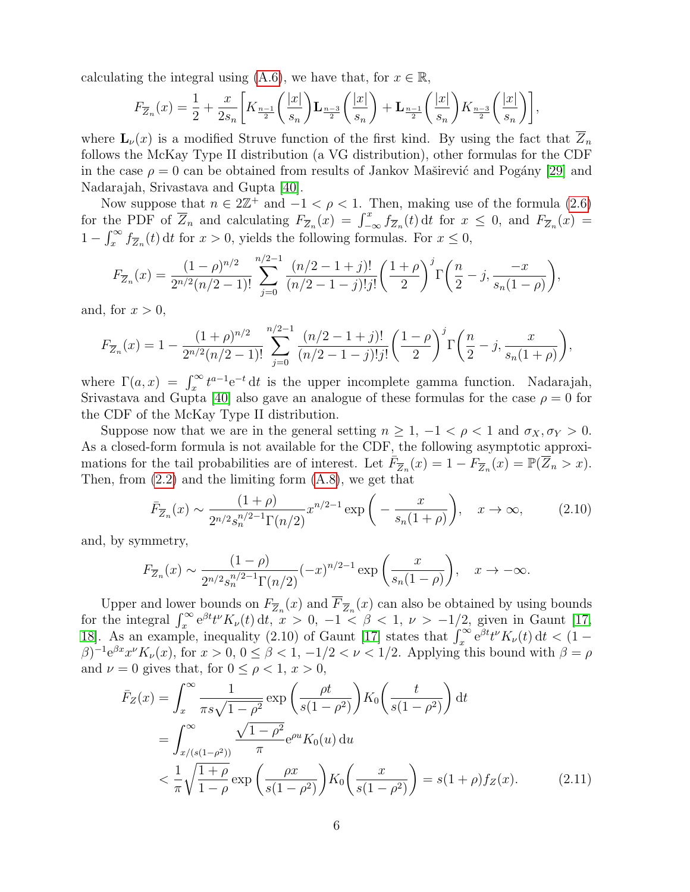calculating the integral using (A.6), we have that, for $x \in \mathbb{R}$,

$$F_{\overline{Z}_n}(x) = \frac{1}{2} + \frac{x}{2s_n}\bigg[K_{\frac{n-1}{2}}\bigg(\frac{|x|}{s_n}\bigg)\mathbf{L}_{\frac{n-3}{2}}\bigg(\frac{|x|}{s_n}\bigg) + \mathbf{L}_{\frac{n-1}{2}}\bigg(\frac{|x|}{s_n}\bigg)K_{\frac{n-3}{2}}\bigg(\frac{|x|}{s_n}\bigg)\bigg],$$

where $\mathbf{L}_\nu(x)$ is a modified Struve function of the first kind. By using the fact that $\overline{Z}_n$ follows the McKay Type II distribution (a VG distribution), other formulas for the CDF in the case $\rho = 0$ can be obtained from results of Jankov Maširević and Pogány [29] and Nadarajah, Srivastava and Gupta [40].

Now suppose that $n \in 2\mathbb{Z}^+$ and $-1 < \rho < 1$. Then, making use of the formula (2.6) for the PDF of $\overline{Z}_n$ and calculating $F_{\overline{Z}_n}(x) = \int_{-\infty}^x f_{\overline{Z}_n}(t)\,\mathrm{d}t$ for $x \le 0$, and $F_{\overline{Z}_n}(x) = 1 - \int_x^\infty f_{\overline{Z}_n}(t)\,\mathrm{d}t$ for $x > 0$, yields the following formulas. For $x \le 0$,

$$F_{\overline{Z}_n}(x) = \frac{(1-\rho)^{n/2}}{2^{n/2}(n/2-1)!}\sum_{j=0}^{n/2-1}\frac{(n/2-1+j)!}{(n/2-1-j)!j!}\bigg(\frac{1+\rho}{2}\bigg)^j\Gamma\bigg(\frac{n}{2}-j, \frac{-x}{s_n(1-\rho)}\bigg),$$

and, for $x > 0$,

$$F_{\overline{Z}_n}(x) = 1 - \frac{(1+\rho)^{n/2}}{2^{n/2}(n/2-1)!}\sum_{j=0}^{n/2-1}\frac{(n/2-1+j)!}{(n/2-1-j)!j!}\bigg(\frac{1-\rho}{2}\bigg)^j\Gamma\bigg(\frac{n}{2}-j, \frac{x}{s_n(1+\rho)}\bigg),$$

where $\Gamma(a,x) = \int_x^\infty t^{a-1}\mathrm{e}^{-t}\,\mathrm{d}t$ is the upper incomplete gamma function. Nadarajah, Srivastava and Gupta [40] also gave an analogue of these formulas for the case $\rho = 0$ for the CDF of the McKay Type II distribution.

Suppose now that we are in the general setting $n \ge 1$, $-1 < \rho < 1$ and $\sigma_X, \sigma_Y > 0$. As a closed-form formula is not available for the CDF, the following asymptotic approximations for the tail probabilities are of interest. Let $\bar{F}_{\overline{Z}_n}(x) = 1 - F_{\overline{Z}_n}(x) = \mathbb{P}(\overline{Z}_n > x)$. Then, from (2.2) and the limiting form (A.8), we get that

$$\bar{F}_{\overline{Z}_n}(x) \sim \frac{(1+\rho)}{2^{n/2}s_n^{n/2-1}\Gamma(n/2)}x^{n/2-1}\exp\bigg(-\frac{x}{s_n(1+\rho)}\bigg), \quad x \to \infty, \tag{2.10}$$

and, by symmetry,

$$F_{\overline{Z}_n}(x) \sim \frac{(1-\rho)}{2^{n/2}s_n^{n/2-1}\Gamma(n/2)}(-x)^{n/2-1}\exp\bigg(\frac{x}{s_n(1-\rho)}\bigg), \quad x \to -\infty.$$

Upper and lower bounds on $F_{\overline{Z}_n}(x)$ and $\overline{F}_{\overline{Z}_n}(x)$ can also be obtained by using bounds for the integral $\int_x^\infty \mathrm{e}^{\beta t}t^\nu K_\nu(t)\,\mathrm{d}t$, $x > 0$, $-1 < \beta < 1$, $\nu > -1/2$, given in Gaunt [17, 18]. As an example, inequality (2.10) of Gaunt [17] states that $\int_x^\infty \mathrm{e}^{\beta t}t^\nu K_\nu(t)\,\mathrm{d}t < (1-\beta)^{-1}\mathrm{e}^{\beta x}x^\nu K_\nu(x)$, for $x > 0$, $0 \le \beta < 1$, $-1/2 < \nu < 1/2$. Applying this bound with $\beta = \rho$ and $\nu = 0$ gives that, for $0 \le \rho < 1$, $x > 0$,

$$\begin{aligned}\bar{F}_Z(x) &= \int_x^\infty \frac{1}{\pi s\sqrt{1-\rho^2}}\exp\bigg(\frac{\rho t}{s(1-\rho^2)}\bigg)K_0\bigg(\frac{t}{s(1-\rho^2)}\bigg)\,\mathrm{d}t \\ &= \int_{x/(s(1-\rho^2))}^\infty \frac{\sqrt{1-\rho^2}}{\pi}\mathrm{e}^{\rho u}K_0(u)\,\mathrm{d}u \\ &< \frac{1}{\pi}\sqrt{\frac{1+\rho}{1-\rho}}\exp\bigg(\frac{\rho x}{s(1-\rho^2)}\bigg)K_0\bigg(\frac{x}{s(1-\rho^2)}\bigg) = s(1+\rho)f_Z(x). \end{aligned} \tag{2.11}$$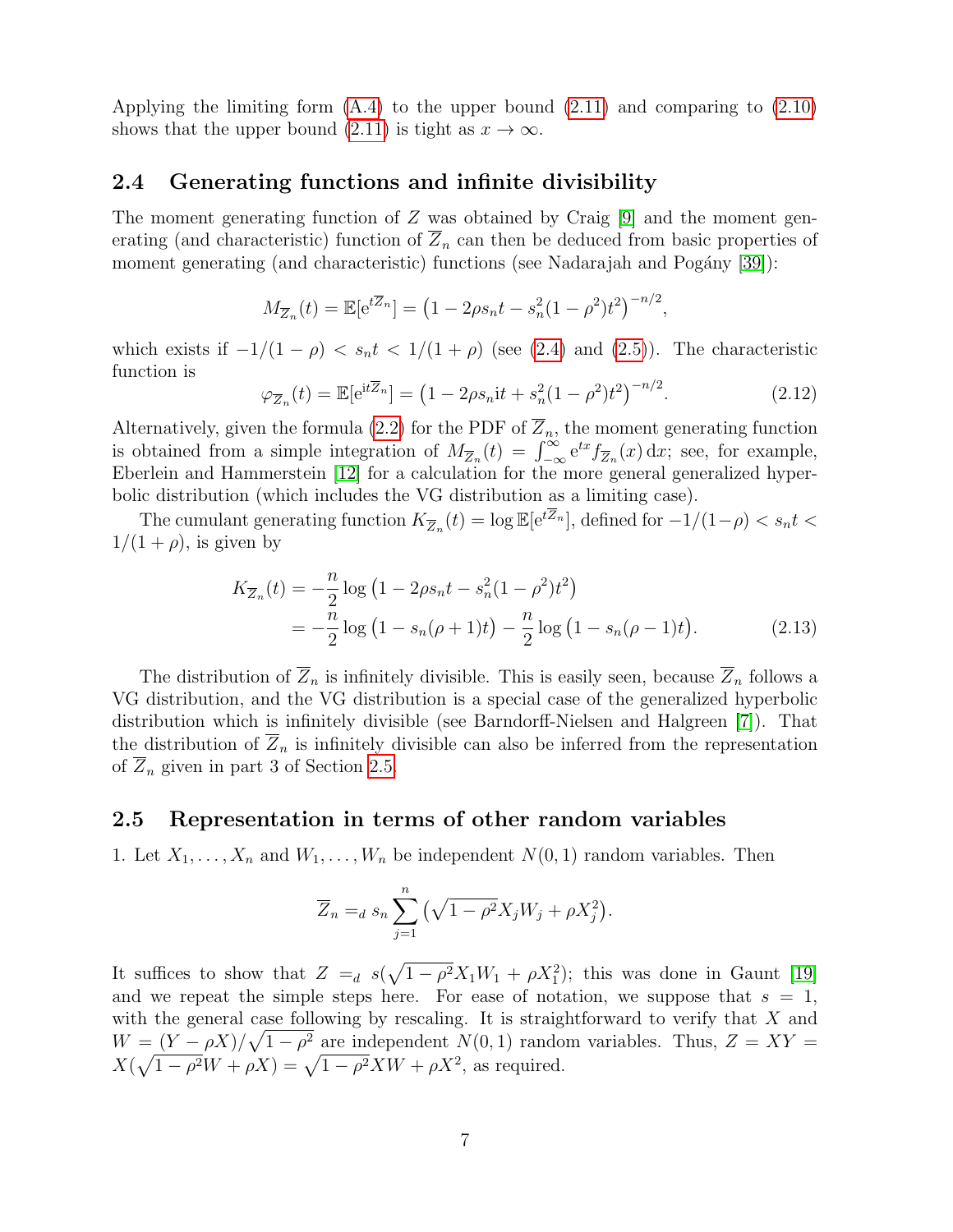Applying the limiting form (A.4) to the upper bound (2.11) and comparing to (2.10) shows that the upper bound (2.11) is tight as $x \to \infty$.

## 2.4 Generating functions and infinite divisibility

The moment generating function of $Z$ was obtained by Craig [9] and the moment generating (and characteristic) function of $\overline{Z}_n$ can then be deduced from basic properties of moment generating (and characteristic) functions (see Nadarajah and Pogány [39]):

$$M_{\overline{Z}_n}(t) = \mathbb{E}[\mathrm{e}^{t\overline{Z}_n}] = \left(1 - 2\rho s_n t - s_n^2(1-\rho^2)t^2\right)^{-n/2},$$

which exists if $-1/(1-\rho) < s_n t < 1/(1+\rho)$ (see (2.4) and (2.5)). The characteristic function is

$$\varphi_{\overline{Z}_n}(t) = \mathbb{E}[\mathrm{e}^{\mathrm{i}t\overline{Z}_n}] = \left(1 - 2\rho s_n \mathrm{i}t + s_n^2(1-\rho^2)t^2\right)^{-n/2}. \tag{2.12}$$

Alternatively, given the formula (2.2) for the PDF of $\overline{Z}_n$, the moment generating function is obtained from a simple integration of $M_{\overline{Z}_n}(t) = \int_{-\infty}^{\infty} \mathrm{e}^{tx} f_{\overline{Z}_n}(x)\,\mathrm{d}x$; see, for example, Eberlein and Hammerstein [12] for a calculation for the more general generalized hyperbolic distribution (which includes the VG distribution as a limiting case).

The cumulant generating function $K_{\overline{Z}_n}(t) = \log \mathbb{E}[\mathrm{e}^{t\overline{Z}_n}]$, defined for $-1/(1-\rho) < s_n t < 1/(1+\rho)$, is given by

$$\begin{aligned} K_{\overline{Z}_n}(t) &= -\frac{n}{2}\log\left(1 - 2\rho s_n t - s_n^2(1-\rho^2)t^2\right) \\ &= -\frac{n}{2}\log\left(1 - s_n(\rho+1)t\right) - \frac{n}{2}\log\left(1 - s_n(\rho-1)t\right). \end{aligned} \tag{2.13}$$

The distribution of $\overline{Z}_n$ is infinitely divisible. This is easily seen, because $\overline{Z}_n$ follows a VG distribution, and the VG distribution is a special case of the generalized hyperbolic distribution which is infinitely divisible (see Barndorff-Nielsen and Halgreen [7]). That the distribution of $\overline{Z}_n$ is infinitely divisible can also be inferred from the representation of $\overline{Z}_n$ given in part 3 of Section 2.5.

## 2.5 Representation in terms of other random variables

1. Let $X_1, \ldots, X_n$ and $W_1, \ldots, W_n$ be independent $N(0,1)$ random variables. Then

$$\overline{Z}_n =_d s_n \sum_{j=1}^{n} \left(\sqrt{1-\rho^2} X_j W_j + \rho X_j^2\right).$$

It suffices to show that $Z =_d s(\sqrt{1-\rho^2} X_1 W_1 + \rho X_1^2)$; this was done in Gaunt [19] and we repeat the simple steps here. For ease of notation, we suppose that $s = 1$, with the general case following by rescaling. It is straightforward to verify that $X$ and $W = (Y - \rho X)/\sqrt{1-\rho^2}$ are independent $N(0,1)$ random variables. Thus, $Z = XY = X(\sqrt{1-\rho^2} W + \rho X) = \sqrt{1-\rho^2} XW + \rho X^2$, as required.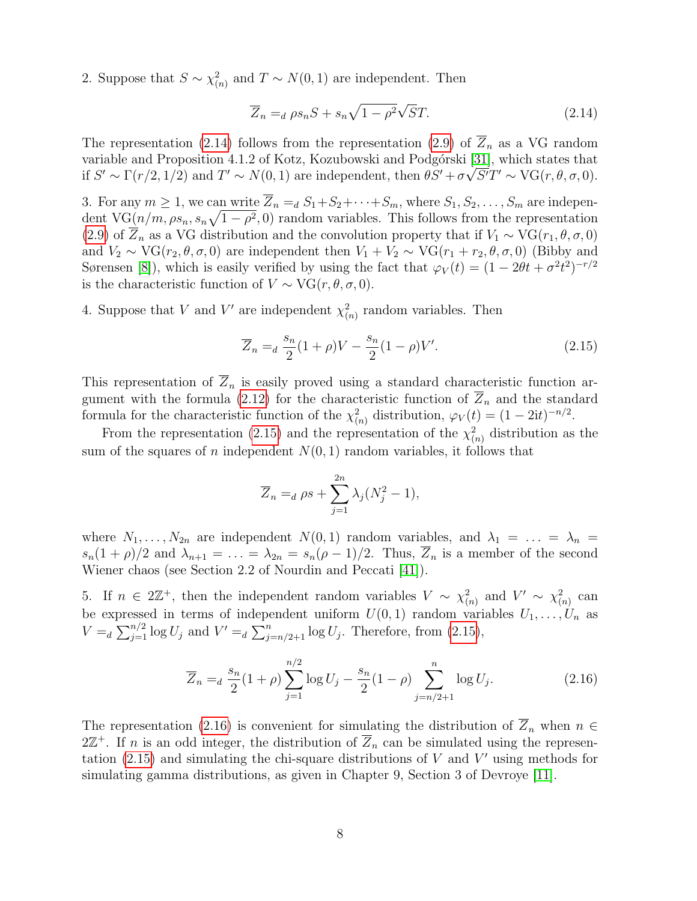2. Suppose that $S \sim \chi^2_{(n)}$ and $T \sim N(0,1)$ are independent. Then

$$\overline{Z}_n =_d \rho s_n S + s_n\sqrt{1-\rho^2}\sqrt{S}T. \tag{2.14}$$

The representation (2.14) follows from the representation (2.9) of $\overline{Z}_n$ as a VG random variable and Proposition 4.1.2 of Kotz, Kozubowski and Podgórski [31], which states that if $S' \sim \Gamma(r/2, 1/2)$ and $T' \sim N(0,1)$ are independent, then $\theta S' + \sigma\sqrt{S'}T' \sim \mathrm{VG}(r, \theta, \sigma, 0)$.

3. For any $m \geq 1$, we can write $\overline{Z}_n =_d S_1 + S_2 + \cdots + S_m$, where $S_1, S_2, \ldots, S_m$ are independent $\mathrm{VG}(n/m, \rho s_n, s_n\sqrt{1-\rho^2}, 0)$ random variables. This follows from the representation (2.9) of $\overline{Z}_n$ as a VG distribution and the convolution property that if $V_1 \sim \mathrm{VG}(r_1, \theta, \sigma, 0)$ and $V_2 \sim \mathrm{VG}(r_2, \theta, \sigma, 0)$ are independent then $V_1 + V_2 \sim \mathrm{VG}(r_1 + r_2, \theta, \sigma, 0)$ (Bibby and Sørensen [8]), which is easily verified by using the fact that $\varphi_V(t) = (1 - 2\theta t + \sigma^2 t^2)^{-r/2}$ is the characteristic function of $V \sim \mathrm{VG}(r, \theta, \sigma, 0)$.

4. Suppose that $V$ and $V'$ are independent $\chi^2_{(n)}$ random variables. Then

$$\overline{Z}_n =_d \frac{s_n}{2}(1+\rho)V - \frac{s_n}{2}(1-\rho)V'. \tag{2.15}$$

This representation of $\overline{Z}_n$ is easily proved using a standard characteristic function argument with the formula (2.12) for the characteristic function of $\overline{Z}_n$ and the standard formula for the characteristic function of the $\chi^2_{(n)}$ distribution, $\varphi_V(t) = (1 - 2\mathrm{i}t)^{-n/2}$.

From the representation (2.15) and the representation of the $\chi^2_{(n)}$ distribution as the sum of the squares of $n$ independent $N(0,1)$ random variables, it follows that

$$\overline{Z}_n =_d \rho s + \sum_{j=1}^{2n} \lambda_j (N_j^2 - 1),$$

where $N_1, \ldots, N_{2n}$ are independent $N(0,1)$ random variables, and $\lambda_1 = \ldots = \lambda_n = s_n(1+\rho)/2$ and $\lambda_{n+1} = \ldots = \lambda_{2n} = s_n(\rho - 1)/2$. Thus, $\overline{Z}_n$ is a member of the second Wiener chaos (see Section 2.2 of Nourdin and Peccati [41]).

5. If $n \in 2\mathbb{Z}^+$, then the independent random variables $V \sim \chi^2_{(n)}$ and $V' \sim \chi^2_{(n)}$ can be expressed in terms of independent uniform $U(0,1)$ random variables $U_1, \ldots, U_n$ as $V =_d \sum_{j=1}^{n/2} \log U_j$ and $V' =_d \sum_{j=n/2+1}^{n} \log U_j$. Therefore, from (2.15),

$$\overline{Z}_n =_d \frac{s_n}{2}(1+\rho)\sum_{j=1}^{n/2} \log U_j - \frac{s_n}{2}(1-\rho)\sum_{j=n/2+1}^{n} \log U_j. \tag{2.16}$$

The representation (2.16) is convenient for simulating the distribution of $\overline{Z}_n$ when $n \in 2\mathbb{Z}^+$. If $n$ is an odd integer, the distribution of $\overline{Z}_n$ can be simulated using the representation (2.15) and simulating the chi-square distributions of $V$ and $V'$ using methods for simulating gamma distributions, as given in Chapter 9, Section 3 of Devroye [11].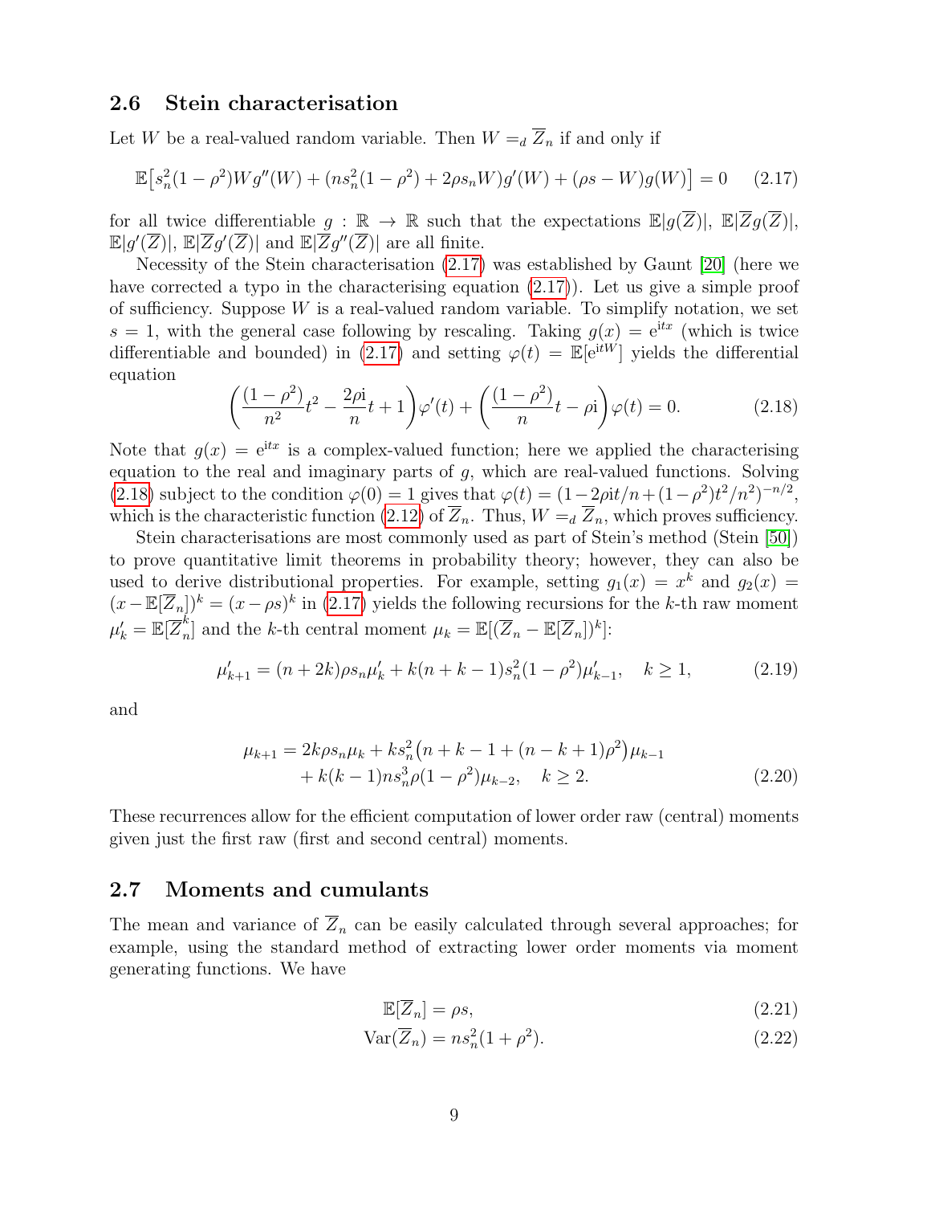## 2.6 Stein characterisation

Let $W$ be a real-valued random variable. Then $W =_d \overline{Z}_n$ if and only if

$$\mathbb{E}\big[s_n^2(1-\rho^2)Wg''(W) + (ns_n^2(1-\rho^2) + 2\rho s_n W)g'(W) + (\rho s - W)g(W)\big] = 0 \qquad (2.17)$$

for all twice differentiable $g : \mathbb{R} \to \mathbb{R}$ such that the expectations $\mathbb{E}|g(\overline{Z})|$, $\mathbb{E}|\overline{Z}g(\overline{Z})|$, $\mathbb{E}|g'(\overline{Z})|$, $\mathbb{E}|\overline{Z}g'(\overline{Z})|$ and $\mathbb{E}|\overline{Z}g''(\overline{Z})|$ are all finite.

Necessity of the Stein characterisation (2.17) was established by Gaunt [20] (here we have corrected a typo in the characterising equation (2.17)). Let us give a simple proof of sufficiency. Suppose $W$ is a real-valued random variable. To simplify notation, we set $s = 1$, with the general case following by rescaling. Taking $g(x) = \mathrm{e}^{\mathrm{i}tx}$ (which is twice differentiable and bounded) in (2.17) and setting $\varphi(t) = \mathbb{E}[\mathrm{e}^{\mathrm{i}tW}]$ yields the differential equation

$$\bigg(\frac{(1-\rho^2)}{n^2}t^2 - \frac{2\rho\mathrm{i}}{n}t + 1\bigg)\varphi'(t) + \bigg(\frac{(1-\rho^2)}{n}t - \rho\mathrm{i}\bigg)\varphi(t) = 0. \qquad (2.18)$$

Note that $g(x) = \mathrm{e}^{\mathrm{i}tx}$ is a complex-valued function; here we applied the characterising equation to the real and imaginary parts of $g$, which are real-valued functions. Solving (2.18) subject to the condition $\varphi(0) = 1$ gives that $\varphi(t) = (1 - 2\rho\mathrm{i}t/n + (1-\rho^2)t^2/n^2)^{-n/2}$, which is the characteristic function (2.12) of $\overline{Z}_n$. Thus, $W =_d \overline{Z}_n$, which proves sufficiency.

Stein characterisations are most commonly used as part of Stein's method (Stein [50]) to prove quantitative limit theorems in probability theory; however, they can also be used to derive distributional properties. For example, setting $g_1(x) = x^k$ and $g_2(x) = (x - \mathbb{E}[\overline{Z}_n])^k = (x - \rho s)^k$ in (2.17) yields the following recursions for the $k$-th raw moment $\mu'_k = \mathbb{E}[\overline{Z}_n^k]$ and the $k$-th central moment $\mu_k = \mathbb{E}[(\overline{Z}_n - \mathbb{E}[\overline{Z}_n])^k]$:

$$\mu'_{k+1} = (n+2k)\rho s_n \mu'_k + k(n+k-1)s_n^2(1-\rho^2)\mu'_{k-1}, \quad k \geq 1, \qquad (2.19)$$

and

$$\begin{aligned}\mu_{k+1} &= 2k\rho s_n \mu_k + ks_n^2\big(n+k-1+(n-k+1)\rho^2\big)\mu_{k-1} \\ &\quad + k(k-1)ns_n^3\rho(1-\rho^2)\mu_{k-2}, \quad k \geq 2. \end{aligned} \qquad (2.20)$$

These recurrences allow for the efficient computation of lower order raw (central) moments given just the first raw (first and second central) moments.

## 2.7 Moments and cumulants

The mean and variance of $\overline{Z}_n$ can be easily calculated through several approaches; for example, using the standard method of extracting lower order moments via moment generating functions. We have

$$\mathbb{E}[\overline{Z}_n] = \rho s, \qquad (2.21)$$

$$\mathrm{Var}(\overline{Z}_n) = ns_n^2(1+\rho^2). \qquad (2.22)$$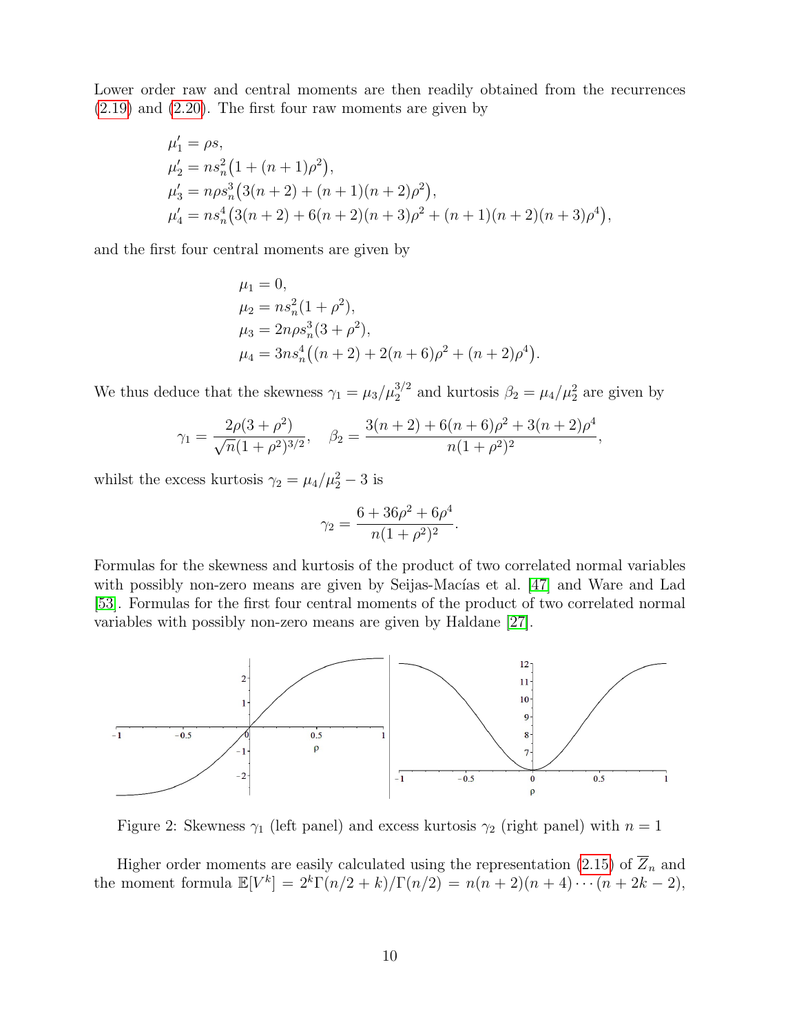Lower order raw and central moments are then readily obtained from the recurrences (2.19) and (2.20). The first four raw moments are given by

$$\begin{aligned}
\mu_1' &= \rho s, \\
\mu_2' &= n s_n^2 \big(1 + (n+1)\rho^2\big), \\
\mu_3' &= n\rho s_n^3 \big(3(n+2) + (n+1)(n+2)\rho^2\big), \\
\mu_4' &= n s_n^4 \big(3(n+2) + 6(n+2)(n+3)\rho^2 + (n+1)(n+2)(n+3)\rho^4\big),
\end{aligned}$$

and the first four central moments are given by

$$\begin{aligned}
\mu_1 &= 0, \\
\mu_2 &= n s_n^2 (1 + \rho^2), \\
\mu_3 &= 2n\rho s_n^3 (3 + \rho^2), \\
\mu_4 &= 3n s_n^4 \big((n+2) + 2(n+6)\rho^2 + (n+2)\rho^4\big).
\end{aligned}$$

We thus deduce that the skewness $\gamma_1 = \mu_3/\mu_2^{3/2}$ and kurtosis $\beta_2 = \mu_4/\mu_2^2$ are given by

$$\gamma_1 = \frac{2\rho(3+\rho^2)}{\sqrt{n}(1+\rho^2)^{3/2}}, \quad \beta_2 = \frac{3(n+2) + 6(n+6)\rho^2 + 3(n+2)\rho^4}{n(1+\rho^2)^2},$$

whilst the excess kurtosis $\gamma_2 = \mu_4/\mu_2^2 - 3$ is

$$\gamma_2 = \frac{6 + 36\rho^2 + 6\rho^4}{n(1+\rho^2)^2}.$$

Formulas for the skewness and kurtosis of the product of two correlated normal variables with possibly non-zero means are given by Seijas-Macías et al. [47] and Ware and Lad [53]. Formulas for the first four central moments of the product of two correlated normal variables with possibly non-zero means are given by Haldane [27].

Figure 2: Skewness $\gamma_1$ (left panel) and excess kurtosis $\gamma_2$ (right panel) with $n = 1$

Higher order moments are easily calculated using the representation (2.15) of $\overline{Z}_n$ and the moment formula $\mathbb{E}[V^k] = 2^k\Gamma(n/2+k)/\Gamma(n/2) = n(n+2)(n+4)\cdots(n+2k-2)$,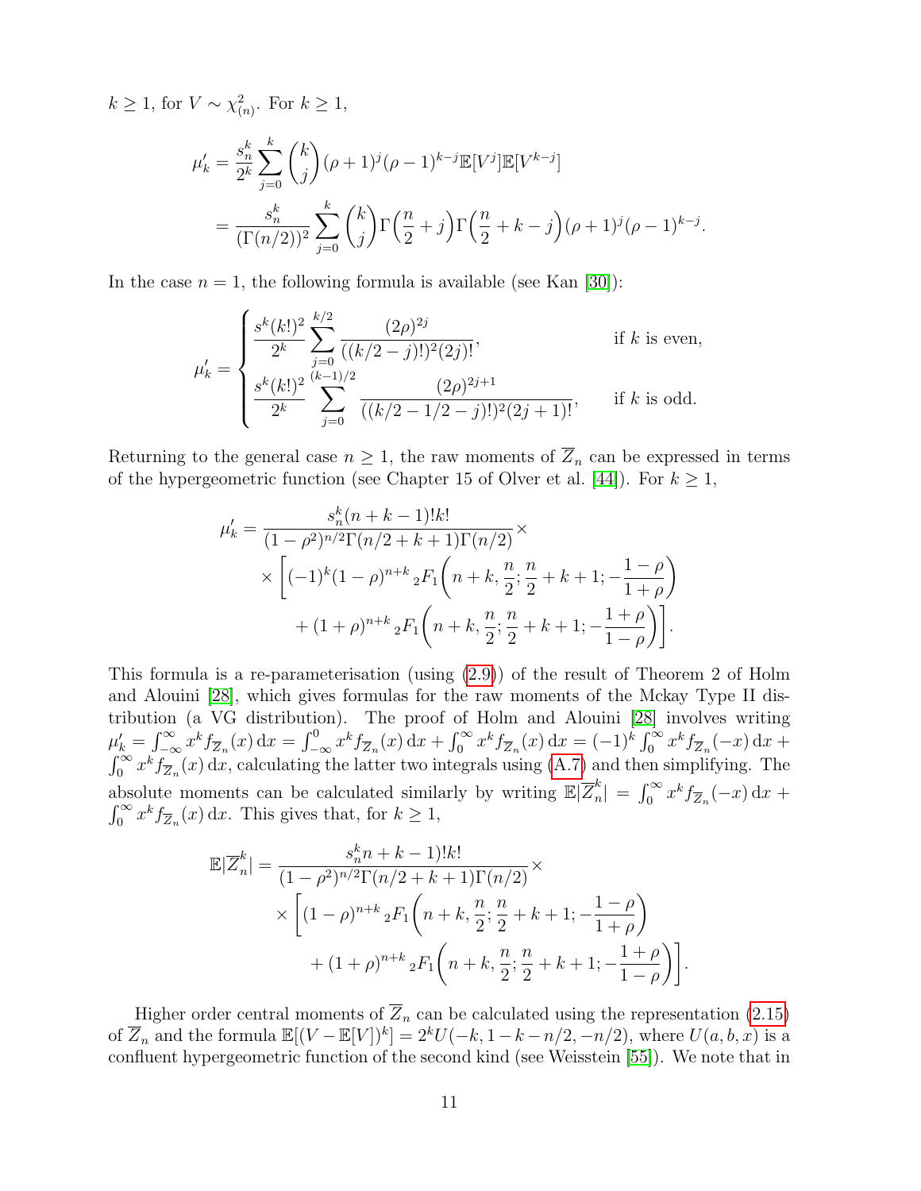$k \geq 1$, for $V \sim \chi^2_{(n)}$. For $k \geq 1$,

$$\mu'_k = \frac{s_n^k}{2^k}\sum_{j=0}^{k}\binom{k}{j}(\rho+1)^j(\rho-1)^{k-j}\mathbb{E}[V^j]\mathbb{E}[V^{k-j}]$$
$$= \frac{s_n^k}{(\Gamma(n/2))^2}\sum_{j=0}^{k}\binom{k}{j}\Gamma\Big(\frac{n}{2}+j\Big)\Gamma\Big(\frac{n}{2}+k-j\Big)(\rho+1)^j(\rho-1)^{k-j}.$$

In the case $n=1$, the following formula is available (see Kan [30]):

$$\mu'_k = \begin{cases} \dfrac{s^k(k!)^2}{2^k}\displaystyle\sum_{j=0}^{k/2}\frac{(2\rho)^{2j}}{((k/2-j)!)^2(2j)!}, & \text{if } k \text{ is even,} \\ \dfrac{s^k(k!)^2}{2^k}\displaystyle\sum_{j=0}^{(k-1)/2}\frac{(2\rho)^{2j+1}}{((k/2-1/2-j)!)^2(2j+1)!}, & \text{if } k \text{ is odd.} \end{cases}$$

Returning to the general case $n \geq 1$, the raw moments of $\overline{Z}_n$ can be expressed in terms of the hypergeometric function (see Chapter 15 of Olver et al. [44]). For $k \geq 1$,

$$\mu'_k = \frac{s_n^k(n+k-1)!k!}{(1-\rho^2)^{n/2}\Gamma(n/2+k+1)\Gamma(n/2)}\times$$
$$\times\bigg[(-1)^k(1-\rho)^{n+k}\,{}_2F_1\bigg(n+k,\frac{n}{2};\frac{n}{2}+k+1;-\frac{1-\rho}{1+\rho}\bigg)$$
$$+(1+\rho)^{n+k}\,{}_2F_1\bigg(n+k,\frac{n}{2};\frac{n}{2}+k+1;-\frac{1+\rho}{1-\rho}\bigg)\bigg].$$

This formula is a re-parameterisation (using (2.9)) of the result of Theorem 2 of Holm and Alouini [28], which gives formulas for the raw moments of the Mckay Type II distribution (a VG distribution). The proof of Holm and Alouini [28] involves writing $\mu'_k = \int_{-\infty}^{\infty} x^k f_{\overline{Z}_n}(x)\,\mathrm{d}x = \int_{-\infty}^{0} x^k f_{\overline{Z}_n}(x)\,\mathrm{d}x + \int_0^\infty x^k f_{\overline{Z}_n}(x)\,\mathrm{d}x = (-1)^k\int_0^\infty x^k f_{\overline{Z}_n}(-x)\,\mathrm{d}x + \int_0^\infty x^k f_{\overline{Z}_n}(x)\,\mathrm{d}x$, calculating the latter two integrals using (A.7) and then simplifying. The absolute moments can be calculated similarly by writing $\mathbb{E}|\overline{Z}_n^k| = \int_0^\infty x^k f_{\overline{Z}_n}(-x)\,\mathrm{d}x + \int_0^\infty x^k f_{\overline{Z}_n}(x)\,\mathrm{d}x$. This gives that, for $k \geq 1$,

$$\mathbb{E}|\overline{Z}_n^k| = \frac{s_n^k n+k-1)!k!}{(1-\rho^2)^{n/2}\Gamma(n/2+k+1)\Gamma(n/2)}\times$$
$$\times\bigg[(1-\rho)^{n+k}\,{}_2F_1\bigg(n+k,\frac{n}{2};\frac{n}{2}+k+1;-\frac{1-\rho}{1+\rho}\bigg)$$
$$+(1+\rho)^{n+k}\,{}_2F_1\bigg(n+k,\frac{n}{2};\frac{n}{2}+k+1;-\frac{1+\rho}{1-\rho}\bigg)\bigg].$$

Higher order central moments of $\overline{Z}_n$ can be calculated using the representation (2.15) of $\overline{Z}_n$ and the formula $\mathbb{E}[(V-\mathbb{E}[V])^k] = 2^k U(-k,1-k-n/2,-n/2)$, where $U(a,b,x)$ is a confluent hypergeometric function of the second kind (see Weisstein [55]). We note that in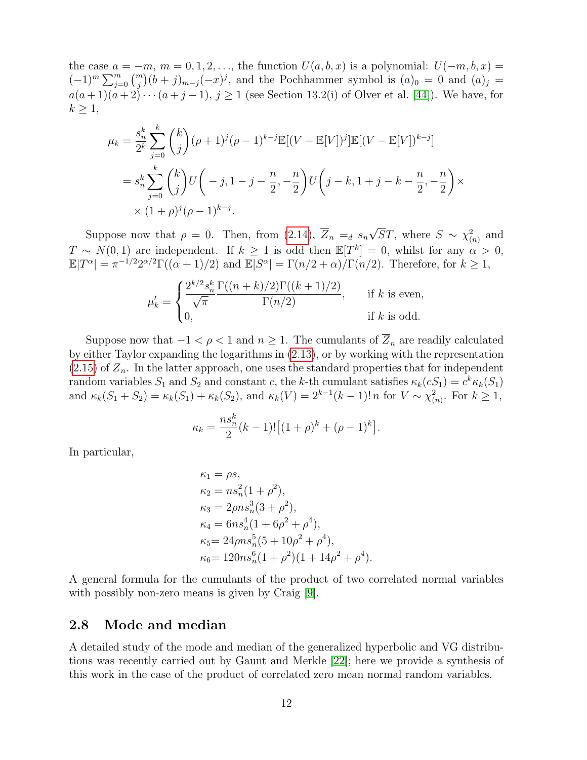the case $a = -m$, $m = 0, 1, 2, \ldots$, the function $U(a, b, x)$ is a polynomial: $U(-m, b, x) = (-1)^m \sum_{j=0}^m \binom{m}{j}(b + j)_{m-j}(-x)^j$, and the Pochhammer symbol is $(a)_0 = 0$ and $(a)_j = a(a + 1)(a + 2)\cdots(a + j - 1)$, $j \geq 1$ (see Section 13.2(i) of Olver et al. [44]). We have, for $k \geq 1$,

$$
\begin{aligned}
\mu_k &= \frac{s_n^k}{2^k} \sum_{j=0}^k \binom{k}{j} (\rho + 1)^j (\rho - 1)^{k-j} \mathbb{E}[(V - \mathbb{E}[V])^j] \mathbb{E}[(V - \mathbb{E}[V])^{k-j}] \\
&= s_n^k \sum_{j=0}^k \binom{k}{j} U\bigg( -j, 1 - j - \frac{n}{2}, -\frac{n}{2} \bigg) U\bigg( j - k, 1 + j - k - \frac{n}{2}, -\frac{n}{2} \bigg) \times \\
&\quad \times (1 + \rho)^j (\rho - 1)^{k-j}.
\end{aligned}
$$

Suppose now that $\rho = 0$. Then, from (2.14), $\overline{Z}_n =_d s_n \sqrt{S} T$, where $S \sim \chi^2_{(n)}$ and $T \sim N(0, 1)$ are independent. If $k \geq 1$ is odd then $\mathbb{E}[T^k] = 0$, whilst for any $\alpha > 0$, $\mathbb{E}|T^\alpha| = \pi^{-1/2} 2^{\alpha/2} \Gamma((\alpha + 1)/2)$ and $\mathbb{E}|S^\alpha| = \Gamma(n/2 + \alpha)/\Gamma(n/2)$. Therefore, for $k \geq 1$,

$$
\mu_k' = \begin{cases} \dfrac{2^{k/2} s_n^k}{\sqrt{\pi}} \dfrac{\Gamma((n + k)/2)\Gamma((k + 1)/2)}{\Gamma(n/2)}, & \text{if } k \text{ is even,} \\ 0, & \text{if } k \text{ is odd.} \end{cases}
$$

Suppose now that $-1 < \rho < 1$ and $n \geq 1$. The cumulants of $\overline{Z}_n$ are readily calculated by either Taylor expanding the logarithms in (2.13), or by working with the representation (2.15) of $\overline{Z}_n$. In the latter approach, one uses the standard properties that for independent random variables $S_1$ and $S_2$ and constant $c$, the $k$-th cumulant satisfies $\kappa_k(cS_1) = c^k \kappa_k(S_1)$ and $\kappa_k(S_1 + S_2) = \kappa_k(S_1) + \kappa_k(S_2)$, and $\kappa_k(V) = 2^{k-1}(k - 1)!\, n$ for $V \sim \chi^2_{(n)}$. For $k \geq 1$,

$$
\kappa_k = \frac{n s_n^k}{2} (k - 1)! \big[ (1 + \rho)^k + (\rho - 1)^k \big].
$$

In particular,

$$
\begin{aligned}
\kappa_1 &= \rho s, \\
\kappa_2 &= n s_n^2 (1 + \rho^2), \\
\kappa_3 &= 2\rho n s_n^3 (3 + \rho^2), \\
\kappa_4 &= 6 n s_n^4 (1 + 6\rho^2 + \rho^4), \\
\kappa_5 &= 24 \rho n s_n^5 (5 + 10\rho^2 + \rho^4), \\
\kappa_6 &= 120 n s_n^6 (1 + \rho^2)(1 + 14\rho^2 + \rho^4).
\end{aligned}
$$

A general formula for the cumulants of the product of two correlated normal variables with possibly non-zero means is given by Craig [9].

## 2.8 Mode and median

A detailed study of the mode and median of the generalized hyperbolic and VG distributions was recently carried out by Gaunt and Merkle [22]; here we provide a synthesis of this work in the case of the product of correlated zero mean normal random variables.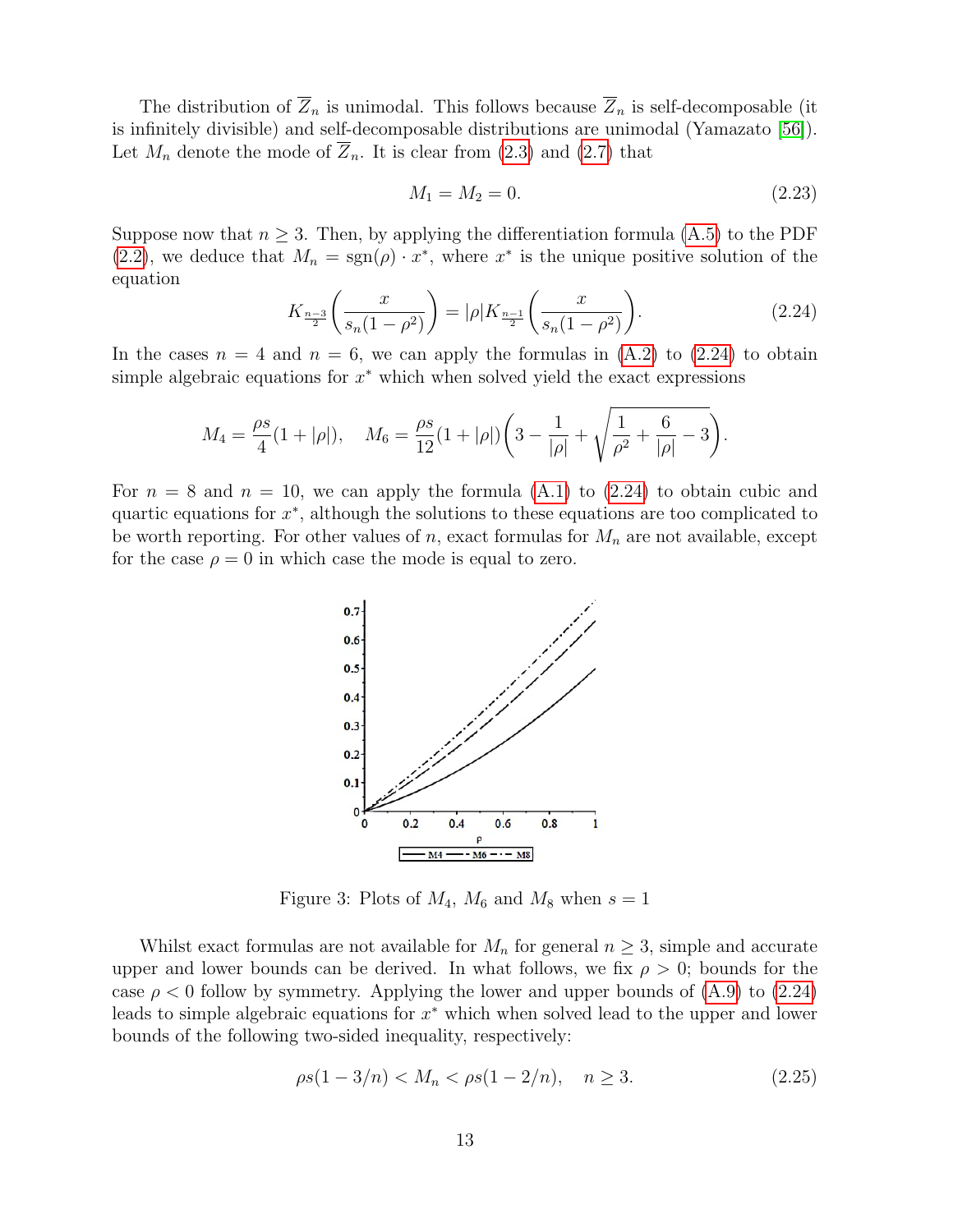The distribution of $\overline{Z}_n$ is unimodal. This follows because $\overline{Z}_n$ is self-decomposable (it is infinitely divisible) and self-decomposable distributions are unimodal (Yamazato [56]). Let $M_n$ denote the mode of $\overline{Z}_n$. It is clear from (2.3) and (2.7) that

$$M_1 = M_2 = 0. \tag{2.23}$$

Suppose now that $n \geq 3$. Then, by applying the differentiation formula (A.5) to the PDF (2.2), we deduce that $M_n = \mathrm{sgn}(\rho) \cdot x^*$, where $x^*$ is the unique positive solution of the equation

$$K_{\frac{n-3}{2}}\bigg(\frac{x}{s_n(1-\rho^2)}\bigg) = |\rho| K_{\frac{n-1}{2}}\bigg(\frac{x}{s_n(1-\rho^2)}\bigg). \tag{2.24}$$

In the cases $n = 4$ and $n = 6$, we can apply the formulas in (A.2) to (2.24) to obtain simple algebraic equations for $x^*$ which when solved yield the exact expressions

$$M_4 = \frac{\rho s}{4}(1+|\rho|), \quad M_6 = \frac{\rho s}{12}(1+|\rho|)\bigg(3 - \frac{1}{|\rho|} + \sqrt{\frac{1}{\rho^2} + \frac{6}{|\rho|} - 3}\bigg).$$

For $n = 8$ and $n = 10$, we can apply the formula (A.1) to (2.24) to obtain cubic and quartic equations for $x^*$, although the solutions to these equations are too complicated to be worth reporting. For other values of $n$, exact formulas for $M_n$ are not available, except for the case $\rho = 0$ in which case the mode is equal to zero.

Figure 3: Plots of $M_4$, $M_6$ and $M_8$ when $s = 1$

Whilst exact formulas are not available for $M_n$ for general $n \geq 3$, simple and accurate upper and lower bounds can be derived. In what follows, we fix $\rho > 0$; bounds for the case $\rho < 0$ follow by symmetry. Applying the lower and upper bounds of (A.9) to (2.24) leads to simple algebraic equations for $x^*$ which when solved lead to the upper and lower bounds of the following two-sided inequality, respectively:

$$\rho s(1 - 3/n) < M_n < \rho s(1 - 2/n), \quad n \geq 3. \tag{2.25}$$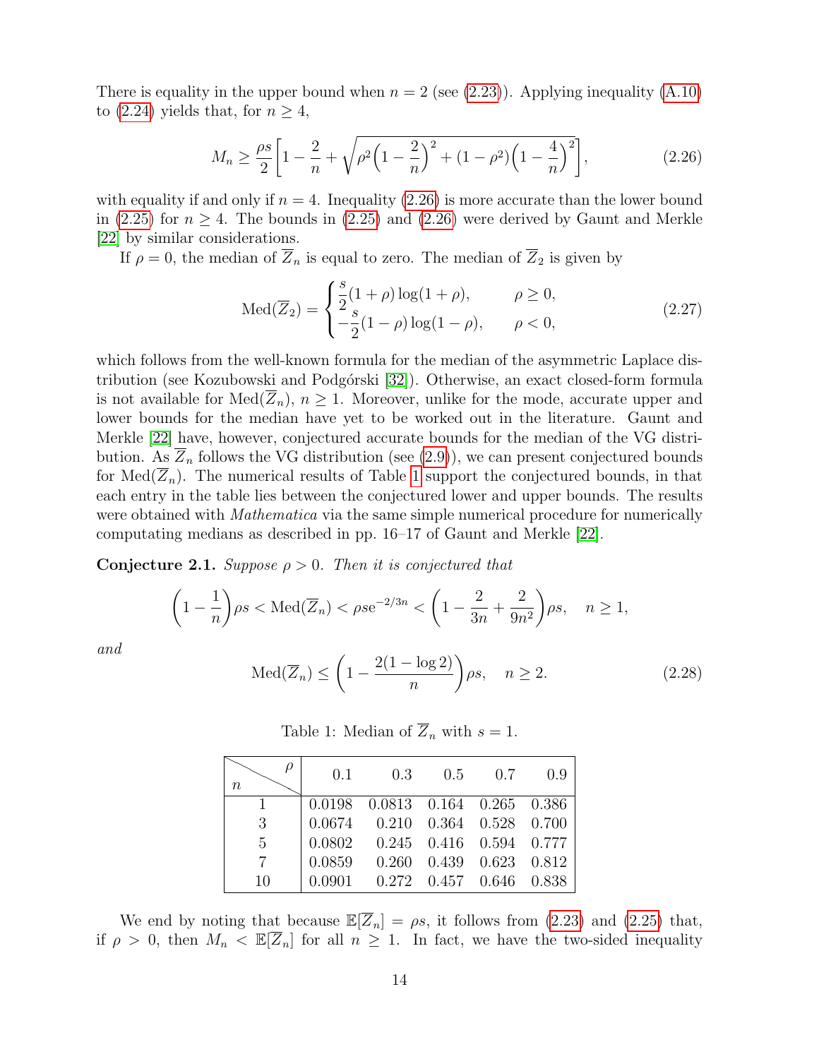There is equality in the upper bound when $n = 2$ (see (2.23)). Applying inequality (A.10) to (2.24) yields that, for $n \geq 4$,

$$M_n \geq \frac{\rho s}{2}\bigg[1 - \frac{2}{n} + \sqrt{\rho^2\Big(1 - \frac{2}{n}\Big)^2 + (1-\rho^2)\Big(1 - \frac{4}{n}\Big)^2}\bigg], \tag{2.26}$$

with equality if and only if $n = 4$. Inequality (2.26) is more accurate than the lower bound in (2.25) for $n \geq 4$. The bounds in (2.25) and (2.26) were derived by Gaunt and Merkle [22] by similar considerations.

If $\rho = 0$, the median of $\overline{Z}_n$ is equal to zero. The median of $\overline{Z}_2$ is given by

$$\mathrm{Med}(\overline{Z}_2) = \begin{cases} \dfrac{s}{2}(1+\rho)\log(1+\rho), & \rho \geq 0, \\ -\dfrac{s}{2}(1-\rho)\log(1-\rho), & \rho < 0, \end{cases} \tag{2.27}$$

which follows from the well-known formula for the median of the asymmetric Laplace distribution (see Kozubowski and Podgórski [32]). Otherwise, an exact closed-form formula is not available for $\mathrm{Med}(\overline{Z}_n)$, $n \geq 1$. Moreover, unlike for the mode, accurate upper and lower bounds for the median have yet to be worked out in the literature. Gaunt and Merkle [22] have, however, conjectured accurate bounds for the median of the VG distribution. As $\overline{Z}_n$ follows the VG distribution (see (2.9)), we can present conjectured bounds for $\mathrm{Med}(\overline{Z}_n)$. The numerical results of Table 1 support the conjectured bounds, in that each entry in the table lies between the conjectured lower and upper bounds. The results were obtained with *Mathematica* via the same simple numerical procedure for numerically computating medians as described in pp. 16–17 of Gaunt and Merkle [22].

**Conjecture 2.1.** *Suppose $\rho > 0$. Then it is conjectured that*

$$\Big(1 - \frac{1}{n}\Big)\rho s < \mathrm{Med}(\overline{Z}_n) < \rho s \mathrm{e}^{-2/3n} < \Big(1 - \frac{2}{3n} + \frac{2}{9n^2}\Big)\rho s, \quad n \geq 1,$$

*and*

$$\mathrm{Med}(\overline{Z}_n) \leq \Big(1 - \frac{2(1-\log 2)}{n}\Big)\rho s, \quad n \geq 2. \tag{2.28}$$

Table 1: Median of $\overline{Z}_n$ with $s = 1$.

| $n$ \ $\rho$ | 0.1 | 0.3 | 0.5 | 0.7 | 0.9 |
|---|---|---|---|---|---|
| 1 | 0.0198 | 0.0813 | 0.164 | 0.265 | 0.386 |
| 3 | 0.0674 | 0.210 | 0.364 | 0.528 | 0.700 |
| 5 | 0.0802 | 0.245 | 0.416 | 0.594 | 0.777 |
| 7 | 0.0859 | 0.260 | 0.439 | 0.623 | 0.812 |
| 10 | 0.0901 | 0.272 | 0.457 | 0.646 | 0.838 |

We end by noting that because $\mathbb{E}[\overline{Z}_n] = \rho s$, it follows from (2.23) and (2.25) that, if $\rho > 0$, then $M_n < \mathbb{E}[\overline{Z}_n]$ for all $n \geq 1$. In fact, we have the two-sided inequality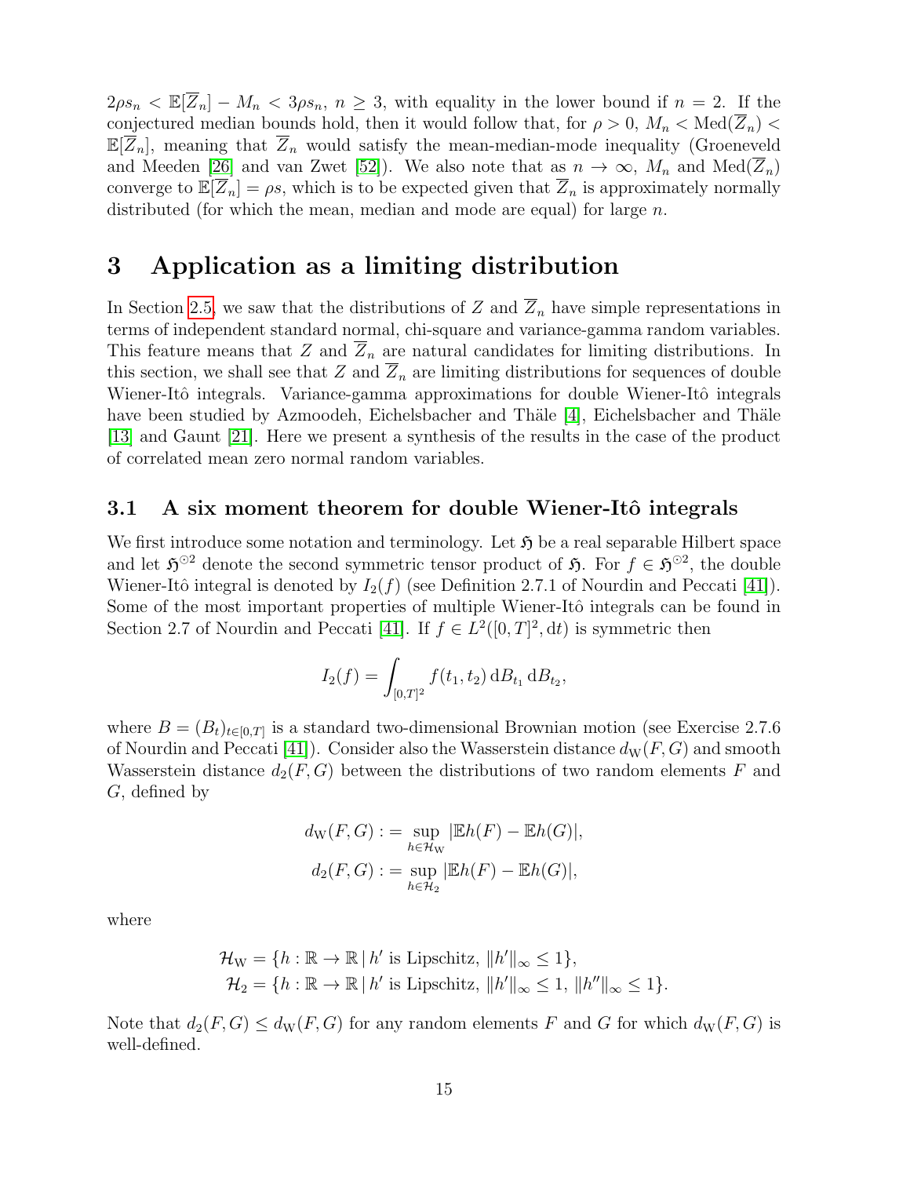$2\rho s_n < \mathbb{E}[\overline{Z}_n] - M_n < 3\rho s_n$, $n \geq 3$, with equality in the lower bound if $n = 2$. If the conjectured median bounds hold, then it would follow that, for $\rho > 0$, $M_n < \mathrm{Med}(\overline{Z}_n) < \mathbb{E}[\overline{Z}_n]$, meaning that $\overline{Z}_n$ would satisfy the mean-median-mode inequality (Groeneveld and Meeden [26] and van Zwet [52]). We also note that as $n \to \infty$, $M_n$ and $\mathrm{Med}(\overline{Z}_n)$ converge to $\mathbb{E}[\overline{Z}_n] = \rho s$, which is to be expected given that $\overline{Z}_n$ is approximately normally distributed (for which the mean, median and mode are equal) for large $n$.

# 3 Application as a limiting distribution

In Section 2.5, we saw that the distributions of $Z$ and $\overline{Z}_n$ have simple representations in terms of independent standard normal, chi-square and variance-gamma random variables. This feature means that $Z$ and $\overline{Z}_n$ are natural candidates for limiting distributions. In this section, we shall see that $Z$ and $\overline{Z}_n$ are limiting distributions for sequences of double Wiener-Itô integrals. Variance-gamma approximations for double Wiener-Itô integrals have been studied by Azmoodeh, Eichelsbacher and Thäle [4], Eichelsbacher and Thäle [13] and Gaunt [21]. Here we present a synthesis of the results in the case of the product of correlated mean zero normal random variables.

## 3.1 A six moment theorem for double Wiener-Itô integrals

We first introduce some notation and terminology. Let $\mathfrak{H}$ be a real separable Hilbert space and let $\mathfrak{H}^{\odot 2}$ denote the second symmetric tensor product of $\mathfrak{H}$. For $f \in \mathfrak{H}^{\odot 2}$, the double Wiener-Itô integral is denoted by $I_2(f)$ (see Definition 2.7.1 of Nourdin and Peccati [41]). Some of the most important properties of multiple Wiener-Itô integrals can be found in Section 2.7 of Nourdin and Peccati [41]. If $f \in L^2([0,T]^2, \mathrm{d}t)$ is symmetric then

$$I_2(f) = \int_{[0,T]^2} f(t_1, t_2)\,\mathrm{d}B_{t_1}\,\mathrm{d}B_{t_2},$$

where $B = (B_t)_{t\in[0,T]}$ is a standard two-dimensional Brownian motion (see Exercise 2.7.6 of Nourdin and Peccati [41]). Consider also the Wasserstein distance $d_{\mathrm{W}}(F, G)$ and smooth Wasserstein distance $d_2(F, G)$ between the distributions of two random elements $F$ and $G$, defined by

$$d_{\mathrm{W}}(F, G) := \sup_{h \in \mathcal{H}_{\mathrm{W}}} |\mathbb{E}h(F) - \mathbb{E}h(G)|,$$
$$d_2(F, G) := \sup_{h \in \mathcal{H}_2} |\mathbb{E}h(F) - \mathbb{E}h(G)|,$$

where

$$\mathcal{H}_{\mathrm{W}} = \{h : \mathbb{R} \to \mathbb{R} \,|\, h' \text{ is Lipschitz, } \|h'\|_\infty \leq 1\},$$
$$\mathcal{H}_2 = \{h : \mathbb{R} \to \mathbb{R} \,|\, h' \text{ is Lipschitz, } \|h'\|_\infty \leq 1, \|h''\|_\infty \leq 1\}.$$

Note that $d_2(F, G) \leq d_{\mathrm{W}}(F, G)$ for any random elements $F$ and $G$ for which $d_{\mathrm{W}}(F, G)$ is well-defined.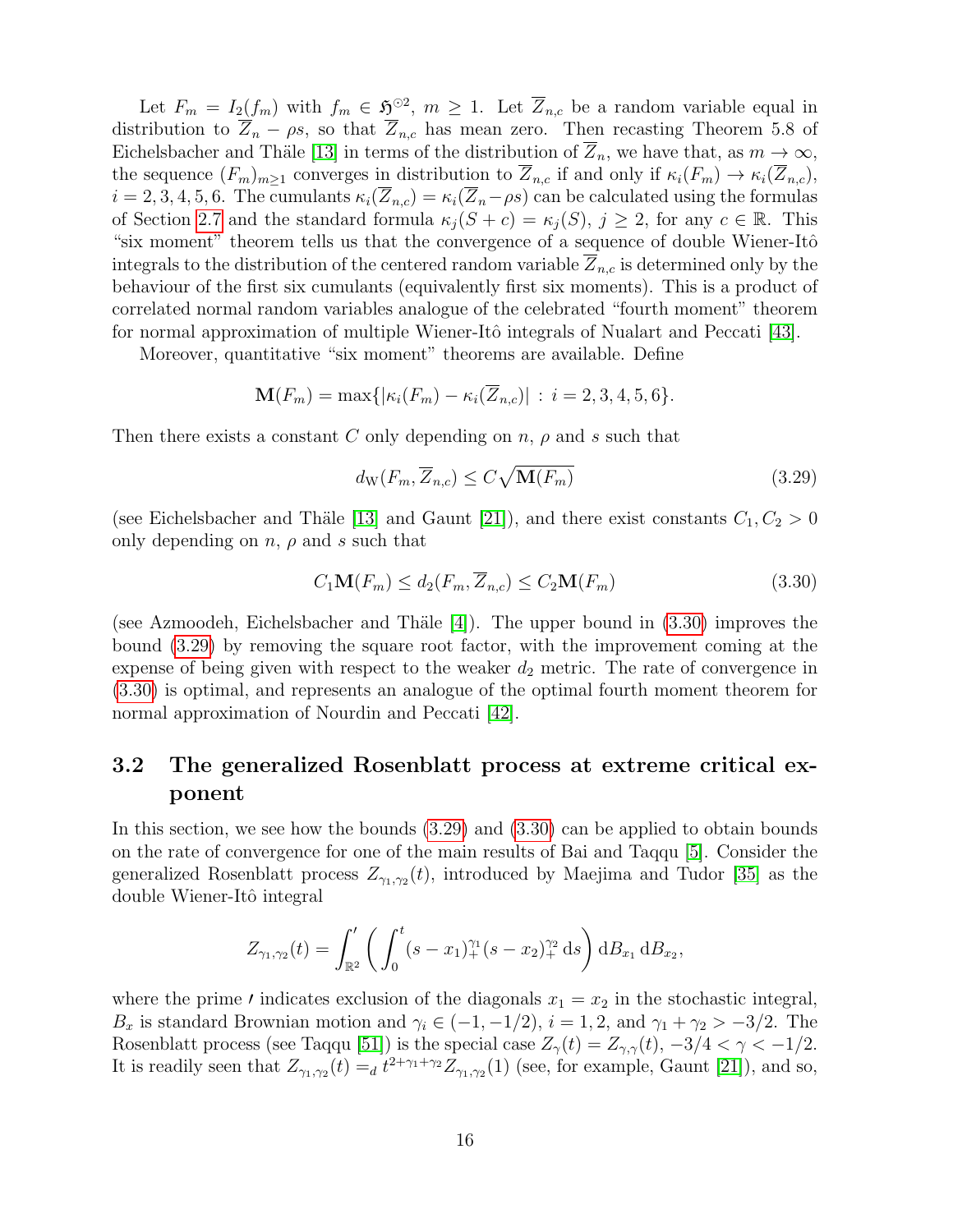Let $F_m = I_2(f_m)$ with $f_m \in \mathfrak{H}^{\odot 2}$, $m \geq 1$. Let $\overline{Z}_{n,c}$ be a random variable equal in distribution to $\overline{Z}_n - \rho s$, so that $\overline{Z}_{n,c}$ has mean zero. Then recasting Theorem 5.8 of Eichelsbacher and Thäle [13] in terms of the distribution of $\overline{Z}_n$, we have that, as $m \to \infty$, the sequence $(F_m)_{m\geq 1}$ converges in distribution to $\overline{Z}_{n,c}$ if and only if $\kappa_i(F_m) \to \kappa_i(\overline{Z}_{n,c})$, $i = 2, 3, 4, 5, 6$. The cumulants $\kappa_i(\overline{Z}_{n,c}) = \kappa_i(\overline{Z}_n - \rho s)$ can be calculated using the formulas of Section 2.7 and the standard formula $\kappa_j(S + c) = \kappa_j(S)$, $j \geq 2$, for any $c \in \mathbb{R}$. This "six moment" theorem tells us that the convergence of a sequence of double Wiener-Itô integrals to the distribution of the centered random variable $\overline{Z}_{n,c}$ is determined only by the behaviour of the first six cumulants (equivalently first six moments). This is a product of correlated normal random variables analogue of the celebrated "fourth moment" theorem for normal approximation of multiple Wiener-Itô integrals of Nualart and Peccati [43].

Moreover, quantitative "six moment" theorems are available. Define

$$\mathbf{M}(F_m) = \max\{|\kappa_i(F_m) - \kappa_i(\overline{Z}_{n,c})| \,:\, i = 2, 3, 4, 5, 6\}.$$

Then there exists a constant $C$ only depending on $n$, $\rho$ and $s$ such that

$$d_{\mathrm{W}}(F_m, \overline{Z}_{n,c}) \leq C\sqrt{\mathbf{M}(F_m)} \tag{3.29}$$

(see Eichelsbacher and Thäle [13] and Gaunt [21]), and there exist constants $C_1, C_2 > 0$ only depending on $n$, $\rho$ and $s$ such that

$$C_1\mathbf{M}(F_m) \leq d_2(F_m, \overline{Z}_{n,c}) \leq C_2\mathbf{M}(F_m) \tag{3.30}$$

(see Azmoodeh, Eichelsbacher and Thäle [4]). The upper bound in (3.30) improves the bound (3.29) by removing the square root factor, with the improvement coming at the expense of being given with respect to the weaker $d_2$ metric. The rate of convergence in (3.30) is optimal, and represents an analogue of the optimal fourth moment theorem for normal approximation of Nourdin and Peccati [42].

## 3.2 The generalized Rosenblatt process at extreme critical exponent

In this section, we see how the bounds (3.29) and (3.30) can be applied to obtain bounds on the rate of convergence for one of the main results of Bai and Taqqu [5]. Consider the generalized Rosenblatt process $Z_{\gamma_1,\gamma_2}(t)$, introduced by Maejima and Tudor [35] as the double Wiener-Itô integral

$$Z_{\gamma_1,\gamma_2}(t) = \int_{\mathbb{R}^2}' \bigg(\int_0^t (s - x_1)_+^{\gamma_1}(s - x_2)_+^{\gamma_2}\,\mathrm{d}s\bigg)\,\mathrm{d}B_{x_1}\,\mathrm{d}B_{x_2},$$

where the prime $'$ indicates exclusion of the diagonals $x_1 = x_2$ in the stochastic integral, $B_x$ is standard Brownian motion and $\gamma_i \in (-1, -1/2)$, $i = 1, 2$, and $\gamma_1 + \gamma_2 > -3/2$. The Rosenblatt process (see Taqqu [51]) is the special case $Z_\gamma(t) = Z_{\gamma,\gamma}(t)$, $-3/4 < \gamma < -1/2$. It is readily seen that $Z_{\gamma_1,\gamma_2}(t) =_d t^{2+\gamma_1+\gamma_2} Z_{\gamma_1,\gamma_2}(1)$ (see, for example, Gaunt [21]), and so,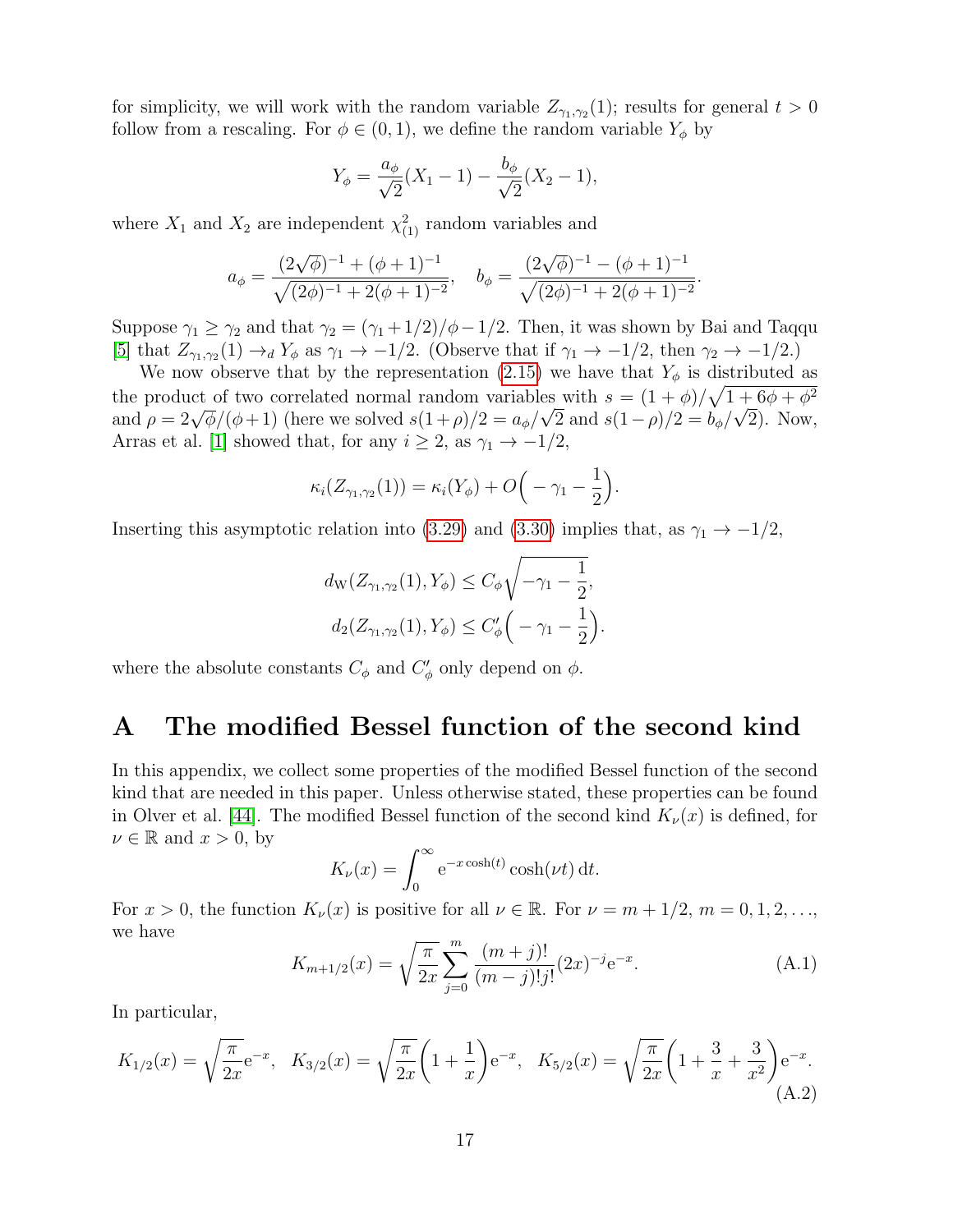for simplicity, we will work with the random variable $Z_{\gamma_1,\gamma_2}(1)$; results for general $t>0$ follow from a rescaling. For $\phi \in (0,1)$, we define the random variable $Y_\phi$ by

$$Y_\phi = \frac{a_\phi}{\sqrt{2}}(X_1 - 1) - \frac{b_\phi}{\sqrt{2}}(X_2 - 1),$$

where $X_1$ and $X_2$ are independent $\chi^2_{(1)}$ random variables and

$$a_\phi = \frac{(2\sqrt{\phi})^{-1} + (\phi+1)^{-1}}{\sqrt{(2\phi)^{-1} + 2(\phi+1)^{-2}}}, \quad b_\phi = \frac{(2\sqrt{\phi})^{-1} - (\phi+1)^{-1}}{\sqrt{(2\phi)^{-1} + 2(\phi+1)^{-2}}}.$$

Suppose $\gamma_1 \geq \gamma_2$ and that $\gamma_2 = (\gamma_1 + 1/2)/\phi - 1/2$. Then, it was shown by Bai and Taqqu [5] that $Z_{\gamma_1,\gamma_2}(1) \to_d Y_\phi$ as $\gamma_1 \to -1/2$. (Observe that if $\gamma_1 \to -1/2$, then $\gamma_2 \to -1/2$.)

We now observe that by the representation (2.15) we have that $Y_\phi$ is distributed as the product of two correlated normal random variables with $s = (1+\phi)/\sqrt{1+6\phi+\phi^2}$ and $\rho = 2\sqrt{\phi}/(\phi+1)$ (here we solved $s(1+\rho)/2 = a_\phi/\sqrt{2}$ and $s(1-\rho)/2 = b_\phi/\sqrt{2}$). Now, Arras et al. [1] showed that, for any $i \geq 2$, as $\gamma_1 \to -1/2$,

$$\kappa_i(Z_{\gamma_1,\gamma_2}(1)) = \kappa_i(Y_\phi) + O\Big(-\gamma_1 - \frac{1}{2}\Big).$$

Inserting this asymptotic relation into (3.29) and (3.30) implies that, as $\gamma_1 \to -1/2$,

$$d_{\mathrm{W}}(Z_{\gamma_1,\gamma_2}(1), Y_\phi) \leq C_\phi \sqrt{-\gamma_1 - \frac{1}{2}},$$
$$d_2(Z_{\gamma_1,\gamma_2}(1), Y_\phi) \leq C'_\phi \Big(-\gamma_1 - \frac{1}{2}\Big).$$

where the absolute constants $C_\phi$ and $C'_\phi$ only depend on $\phi$.

# A The modified Bessel function of the second kind

In this appendix, we collect some properties of the modified Bessel function of the second kind that are needed in this paper. Unless otherwise stated, these properties can be found in Olver et al. [44]. The modified Bessel function of the second kind $K_\nu(x)$ is defined, for $\nu \in \mathbb{R}$ and $x > 0$, by

$$K_\nu(x) = \int_0^\infty \mathrm{e}^{-x\cosh(t)} \cosh(\nu t)\,\mathrm{d}t.$$

For $x > 0$, the function $K_\nu(x)$ is positive for all $\nu \in \mathbb{R}$. For $\nu = m + 1/2$, $m = 0, 1, 2, \ldots$, we have

$$K_{m+1/2}(x) = \sqrt{\frac{\pi}{2x}} \sum_{j=0}^{m} \frac{(m+j)!}{(m-j)!j!}(2x)^{-j}\mathrm{e}^{-x}. \tag{A.1}$$

In particular,

$$K_{1/2}(x) = \sqrt{\frac{\pi}{2x}}\mathrm{e}^{-x}, \quad K_{3/2}(x) = \sqrt{\frac{\pi}{2x}}\Big(1 + \frac{1}{x}\Big)\mathrm{e}^{-x}, \quad K_{5/2}(x) = \sqrt{\frac{\pi}{2x}}\Big(1 + \frac{3}{x} + \frac{3}{x^2}\Big)\mathrm{e}^{-x}. \tag{A.2}$$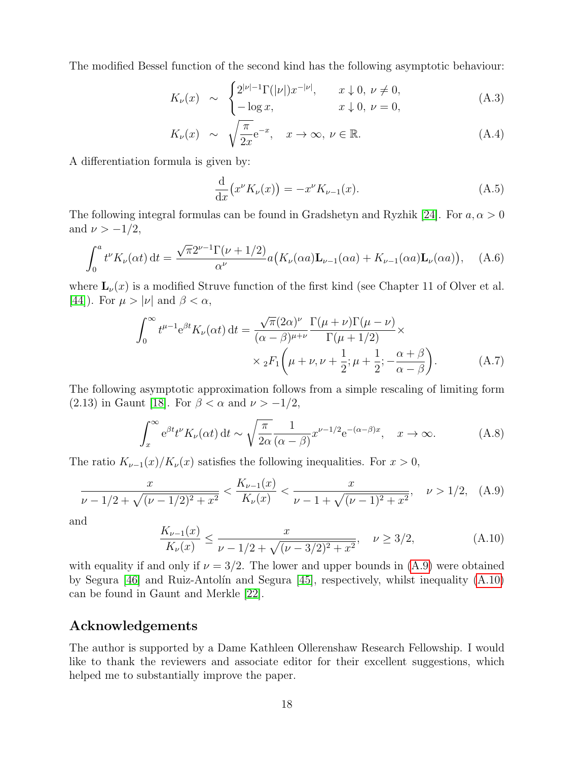The modified Bessel function of the second kind has the following asymptotic behaviour:

$$K_\nu(x) \;\sim\; \begin{cases} 2^{|\nu|-1}\Gamma(|\nu|)x^{-|\nu|}, & x \downarrow 0,\ \nu \neq 0, \\ -\log x, & x \downarrow 0,\ \nu = 0, \end{cases} \tag{A.3}$$

$$K_\nu(x) \;\sim\; \sqrt{\frac{\pi}{2x}}\mathrm{e}^{-x}, \quad x \to \infty,\ \nu \in \mathbb{R}. \tag{A.4}$$

A differentiation formula is given by:

$$\frac{\mathrm{d}}{\mathrm{d}x}\big(x^\nu K_\nu(x)\big) = -x^\nu K_{\nu-1}(x). \tag{A.5}$$

The following integral formulas can be found in Gradshetyn and Ryzhik [24]. For $a, \alpha > 0$ and $\nu > -1/2$,

$$\int_0^a t^\nu K_\nu(\alpha t)\,\mathrm{d}t = \frac{\sqrt{\pi}2^{\nu-1}\Gamma(\nu+1/2)}{\alpha^\nu}a\big(K_\nu(\alpha a)\mathbf{L}_{\nu-1}(\alpha a) + K_{\nu-1}(\alpha a)\mathbf{L}_\nu(\alpha a)\big), \tag{A.6}$$

where $\mathbf{L}_\nu(x)$ is a modified Struve function of the first kind (see Chapter 11 of Olver et al. [44]). For $\mu > |\nu|$ and $\beta < \alpha$,

$$\int_0^\infty t^{\mu-1}\mathrm{e}^{\beta t}K_\nu(\alpha t)\,\mathrm{d}t = \frac{\sqrt{\pi}(2\alpha)^\nu}{(\alpha-\beta)^{\mu+\nu}}\frac{\Gamma(\mu+\nu)\Gamma(\mu-\nu)}{\Gamma(\mu+1/2)} \times {}_2F_1\bigg(\mu+\nu, \nu+\frac{1}{2}; \mu+\frac{1}{2}; -\frac{\alpha+\beta}{\alpha-\beta}\bigg). \tag{A.7}$$

The following asymptotic approximation follows from a simple rescaling of limiting form (2.13) in Gaunt [18]. For $\beta < \alpha$ and $\nu > -1/2$,

$$\int_x^\infty \mathrm{e}^{\beta t}t^\nu K_\nu(\alpha t)\,\mathrm{d}t \sim \sqrt{\frac{\pi}{2\alpha}}\frac{1}{(\alpha-\beta)}x^{\nu-1/2}\mathrm{e}^{-(\alpha-\beta)x}, \quad x \to \infty. \tag{A.8}$$

The ratio $K_{\nu-1}(x)/K_\nu(x)$ satisfies the following inequalities. For $x > 0$,

$$\frac{x}{\nu-1/2+\sqrt{(\nu-1/2)^2+x^2}} < \frac{K_{\nu-1}(x)}{K_\nu(x)} < \frac{x}{\nu-1+\sqrt{(\nu-1)^2+x^2}}, \quad \nu > 1/2, \tag{A.9}$$

and

$$\frac{K_{\nu-1}(x)}{K_\nu(x)} \leq \frac{x}{\nu-1/2+\sqrt{(\nu-3/2)^2+x^2}}, \quad \nu \geq 3/2, \tag{A.10}$$

with equality if and only if $\nu = 3/2$. The lower and upper bounds in (A.9) were obtained by Segura [46] and Ruiz-Antolín and Segura [45], respectively, whilst inequality (A.10) can be found in Gaunt and Merkle [22].

## Acknowledgements

The author is supported by a Dame Kathleen Ollerenshaw Research Fellowship. I would like to thank the reviewers and associate editor for their excellent suggestions, which helped me to substantially improve the paper.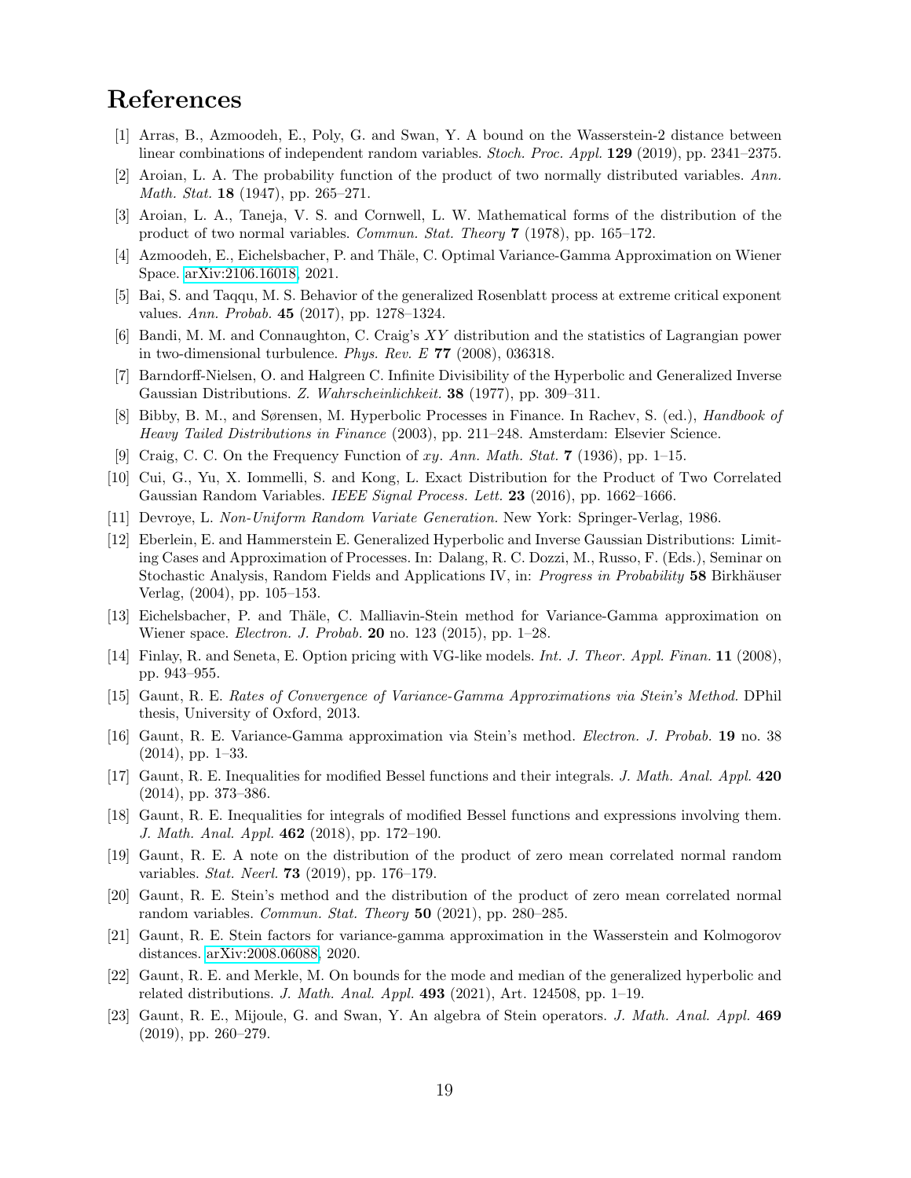# References

[1] Arras, B., Azmoodeh, E., Poly, G. and Swan, Y. A bound on the Wasserstein-2 distance between linear combinations of independent random variables. *Stoch. Proc. Appl.* **129** (2019), pp. 2341–2375.

[2] Aroian, L. A. The probability function of the product of two normally distributed variables. *Ann. Math. Stat.* **18** (1947), pp. 265–271.

[3] Aroian, L. A., Taneja, V. S. and Cornwell, L. W. Mathematical forms of the distribution of the product of two normal variables. *Commun. Stat. Theory* **7** (1978), pp. 165–172.

[4] Azmoodeh, E., Eichelsbacher, P. and Thäle, C. Optimal Variance-Gamma Approximation on Wiener Space. arXiv:2106.16018, 2021.

[5] Bai, S. and Taqqu, M. S. Behavior of the generalized Rosenblatt process at extreme critical exponent values. *Ann. Probab.* **45** (2017), pp. 1278–1324.

[6] Bandi, M. M. and Connaughton, C. Craig's $XY$ distribution and the statistics of Lagrangian power in two-dimensional turbulence. *Phys. Rev. E* **77** (2008), 036318.

[7] Barndorff-Nielsen, O. and Halgreen C. Infinite Divisibility of the Hyperbolic and Generalized Inverse Gaussian Distributions. *Z. Wahrscheinlichkeit.* **38** (1977), pp. 309–311.

[8] Bibby, B. M., and Sørensen, M. Hyperbolic Processes in Finance. In Rachev, S. (ed.), *Handbook of Heavy Tailed Distributions in Finance* (2003), pp. 211–248. Amsterdam: Elsevier Science.

[9] Craig, C. C. On the Frequency Function of $xy$. *Ann. Math. Stat.* **7** (1936), pp. 1–15.

[10] Cui, G., Yu, X. Iommelli, S. and Kong, L. Exact Distribution for the Product of Two Correlated Gaussian Random Variables. *IEEE Signal Process. Lett.* **23** (2016), pp. 1662–1666.

[11] Devroye, L. *Non-Uniform Random Variate Generation.* New York: Springer-Verlag, 1986.

[12] Eberlein, E. and Hammerstein E. Generalized Hyperbolic and Inverse Gaussian Distributions: Limiting Cases and Approximation of Processes. In: Dalang, R. C. Dozzi, M., Russo, F. (Eds.), Seminar on Stochastic Analysis, Random Fields and Applications IV, in: *Progress in Probability* **58** Birkhäuser Verlag, (2004), pp. 105–153.

[13] Eichelsbacher, P. and Thäle, C. Malliavin-Stein method for Variance-Gamma approximation on Wiener space. *Electron. J. Probab.* **20** no. 123 (2015), pp. 1–28.

[14] Finlay, R. and Seneta, E. Option pricing with VG-like models. *Int. J. Theor. Appl. Finan.* **11** (2008), pp. 943–955.

[15] Gaunt, R. E. *Rates of Convergence of Variance-Gamma Approximations via Stein's Method.* DPhil thesis, University of Oxford, 2013.

[16] Gaunt, R. E. Variance-Gamma approximation via Stein's method. *Electron. J. Probab.* **19** no. 38 (2014), pp. 1–33.

[17] Gaunt, R. E. Inequalities for modified Bessel functions and their integrals. *J. Math. Anal. Appl.* **420** (2014), pp. 373–386.

[18] Gaunt, R. E. Inequalities for integrals of modified Bessel functions and expressions involving them. *J. Math. Anal. Appl.* **462** (2018), pp. 172–190.

[19] Gaunt, R. E. A note on the distribution of the product of zero mean correlated normal random variables. *Stat. Neerl.* **73** (2019), pp. 176–179.

[20] Gaunt, R. E. Stein's method and the distribution of the product of zero mean correlated normal random variables. *Commun. Stat. Theory* **50** (2021), pp. 280–285.

[21] Gaunt, R. E. Stein factors for variance-gamma approximation in the Wasserstein and Kolmogorov distances. arXiv:2008.06088, 2020.

[22] Gaunt, R. E. and Merkle, M. On bounds for the mode and median of the generalized hyperbolic and related distributions. *J. Math. Anal. Appl.* **493** (2021), Art. 124508, pp. 1–19.

[23] Gaunt, R. E., Mijoule, G. and Swan, Y. An algebra of Stein operators. *J. Math. Anal. Appl.* **469** (2019), pp. 260–279.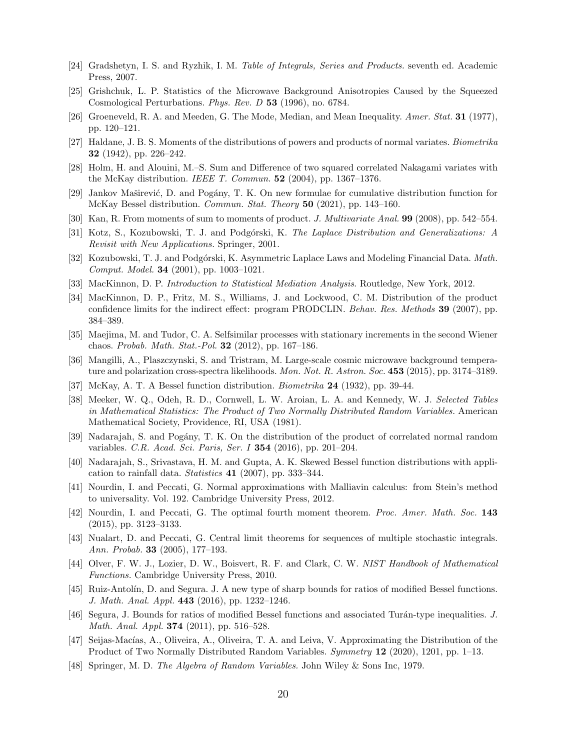[24] Gradshetyn, I. S. and Ryzhik, I. M. *Table of Integrals, Series and Products.* seventh ed. Academic Press, 2007.

[25] Grishchuk, L. P. Statistics of the Microwave Background Anisotropies Caused by the Squeezed Cosmological Perturbations. *Phys. Rev. D* **53** (1996), no. 6784.

[26] Groeneveld, R. A. and Meeden, G. The Mode, Median, and Mean Inequality. *Amer. Stat.* **31** (1977), pp. 120–121.

[27] Haldane, J. B. S. Moments of the distributions of powers and products of normal variates. *Biometrika* **32** (1942), pp. 226–242.

[28] Holm, H. and Alouini, M.–S. Sum and Difference of two squared correlated Nakagami variates with the McKay distribution. *IEEE T. Commun.* **52** (2004), pp. 1367–1376.

[29] Jankov Maširević, D. and Pogány, T. K. On new formulae for cumulative distribution function for McKay Bessel distribution. *Commun. Stat. Theory* **50** (2021), pp. 143–160.

[30] Kan, R. From moments of sum to moments of product. *J. Multivariate Anal.* **99** (2008), pp. 542–554.

[31] Kotz, S., Kozubowski, T. J. and Podgórski, K. *The Laplace Distribution and Generalizations: A Revisit with New Applications.* Springer, 2001.

[32] Kozubowski, T. J. and Podgórski, K. Asymmetric Laplace Laws and Modeling Financial Data. *Math. Comput. Model.* **34** (2001), pp. 1003–1021.

[33] MacKinnon, D. P. *Introduction to Statistical Mediation Analysis.* Routledge, New York, 2012.

[34] MacKinnon, D. P., Fritz, M. S., Williams, J. and Lockwood, C. M. Distribution of the product confidence limits for the indirect effect: program PRODCLIN. *Behav. Res. Methods* **39** (2007), pp. 384–389.

[35] Maejima, M. and Tudor, C. A. Selfsimilar processes with stationary increments in the second Wiener chaos. *Probab. Math. Stat.-Pol.* **32** (2012), pp. 167–186.

[36] Mangilli, A., Plaszczynski, S. and Tristram, M. Large-scale cosmic microwave background temperature and polarization cross-spectra likelihoods. *Mon. Not. R. Astron. Soc.* **453** (2015), pp. 3174–3189.

[37] McKay, A. T. A Bessel function distribution. *Biometrika* **24** (1932), pp. 39-44.

[38] Meeker, W. Q., Odeh, R. D., Cornwell, L. W. Aroian, L. A. and Kennedy, W. J. *Selected Tables in Mathematical Statistics: The Product of Two Normally Distributed Random Variables.* American Mathematical Society, Providence, RI, USA (1981).

[39] Nadarajah, S. and Pogány, T. K. On the distribution of the product of correlated normal random variables. *C.R. Acad. Sci. Paris, Ser. I* **354** (2016), pp. 201–204.

[40] Nadarajah, S., Srivastava, H. M. and Gupta, A. K. Skewed Bessel function distributions with application to rainfall data. *Statistics* **41** (2007), pp. 333–344.

[41] Nourdin, I. and Peccati, G. Normal approximations with Malliavin calculus: from Stein's method to universality. Vol. 192. Cambridge University Press, 2012.

[42] Nourdin, I. and Peccati, G. The optimal fourth moment theorem. *Proc. Amer. Math. Soc.* **143** (2015), pp. 3123–3133.

[43] Nualart, D. and Peccati, G. Central limit theorems for sequences of multiple stochastic integrals. *Ann. Probab.* **33** (2005), 177–193.

[44] Olver, F. W. J., Lozier, D. W., Boisvert, R. F. and Clark, C. W. *NIST Handbook of Mathematical Functions.* Cambridge University Press, 2010.

[45] Ruiz-Antolín, D. and Segura. J. A new type of sharp bounds for ratios of modified Bessel functions. *J. Math. Anal. Appl.* **443** (2016), pp. 1232–1246.

[46] Segura, J. Bounds for ratios of modified Bessel functions and associated Turán-type inequalities. *J. Math. Anal. Appl.* **374** (2011), pp. 516–528.

[47] Seijas-Macías, A., Oliveira, A., Oliveira, T. A. and Leiva, V. Approximating the Distribution of the Product of Two Normally Distributed Random Variables. *Symmetry* **12** (2020), 1201, pp. 1–13.

[48] Springer, M. D. *The Algebra of Random Variables.* John Wiley & Sons Inc, 1979.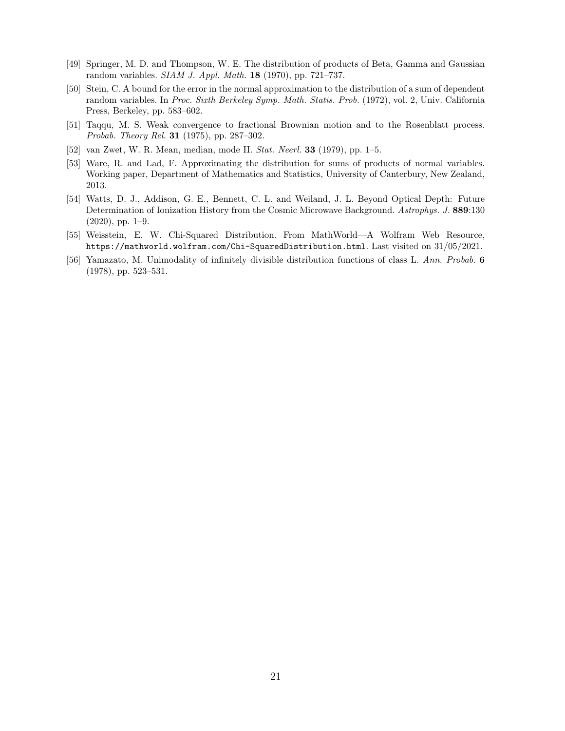[49] Springer, M. D. and Thompson, W. E. The distribution of products of Beta, Gamma and Gaussian random variables. *SIAM J. Appl. Math.* **18** (1970), pp. 721–737.

[50] Stein, C. A bound for the error in the normal approximation to the distribution of a sum of dependent random variables. In *Proc. Sixth Berkeley Symp. Math. Statis. Prob.* (1972), vol. 2, Univ. California Press, Berkeley, pp. 583–602.

[51] Taqqu, M. S. Weak convergence to fractional Brownian motion and to the Rosenblatt process. *Probab. Theory Rel.* **31** (1975), pp. 287–302.

[52] van Zwet, W. R. Mean, median, mode II. *Stat. Neerl.* **33** (1979), pp. 1–5.

[53] Ware, R. and Lad, F. Approximating the distribution for sums of products of normal variables. Working paper, Department of Mathematics and Statistics, University of Canterbury, New Zealand, 2013.

[54] Watts, D. J., Addison, G. E., Bennett, C. L. and Weiland, J. L. Beyond Optical Depth: Future Determination of Ionization History from the Cosmic Microwave Background. *Astrophys. J.* **889**:130 (2020), pp. 1–9.

[55] Weisstein, E. W. Chi-Squared Distribution. From MathWorld—A Wolfram Web Resource, `https://mathworld.wolfram.com/Chi-SquaredDistribution.html`. Last visited on 31/05/2021.

[56] Yamazato, M. Unimodality of infinitely divisible distribution functions of class L. *Ann. Probab.* **6** (1978), pp. 523–531.